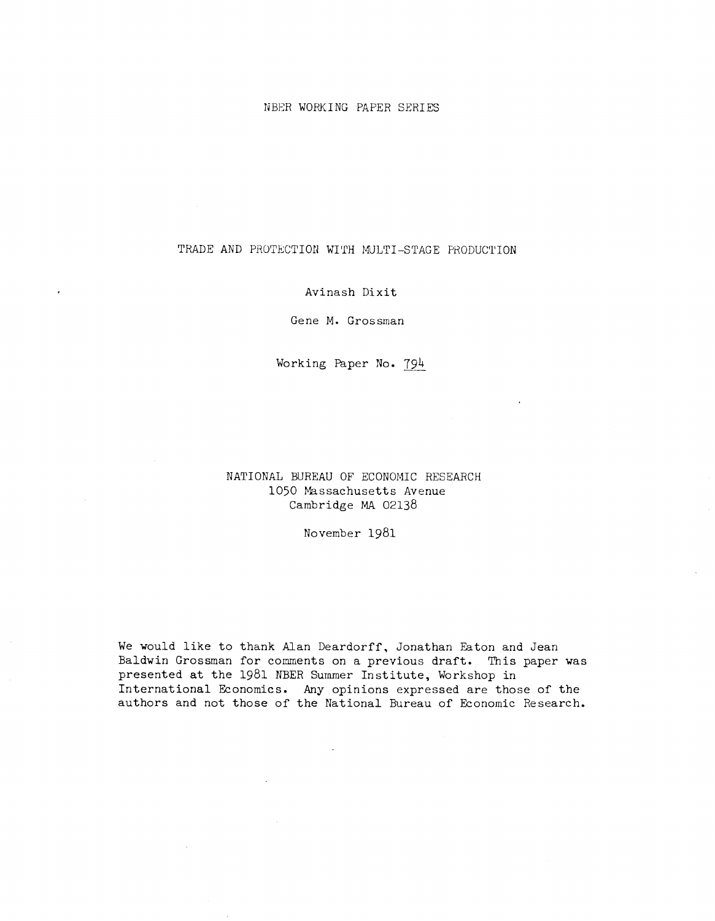NBER WORKING PAPER SERIES

# TRADE AND PROTECTION WITH MULTI-STAGE PRODUCTION

Avinash Dixit

Gene M. Grossman

Working Paper No. 794

NATIONAL BUREAU OF ECONOMIC RESEARCH
1050 Massachusetts Avenue
Cambridge MA 02138

November 1981

We would like to thank Alan Deardorff, Jonathan Eaton and Jean Baldwin Grossman for comments on a previous draft. This paper was presented at the 1981 NBER Summer Institute, Workshop in International Economics. Any opinions expressed are those of the authors and not those of the National Bureau of Economic Research.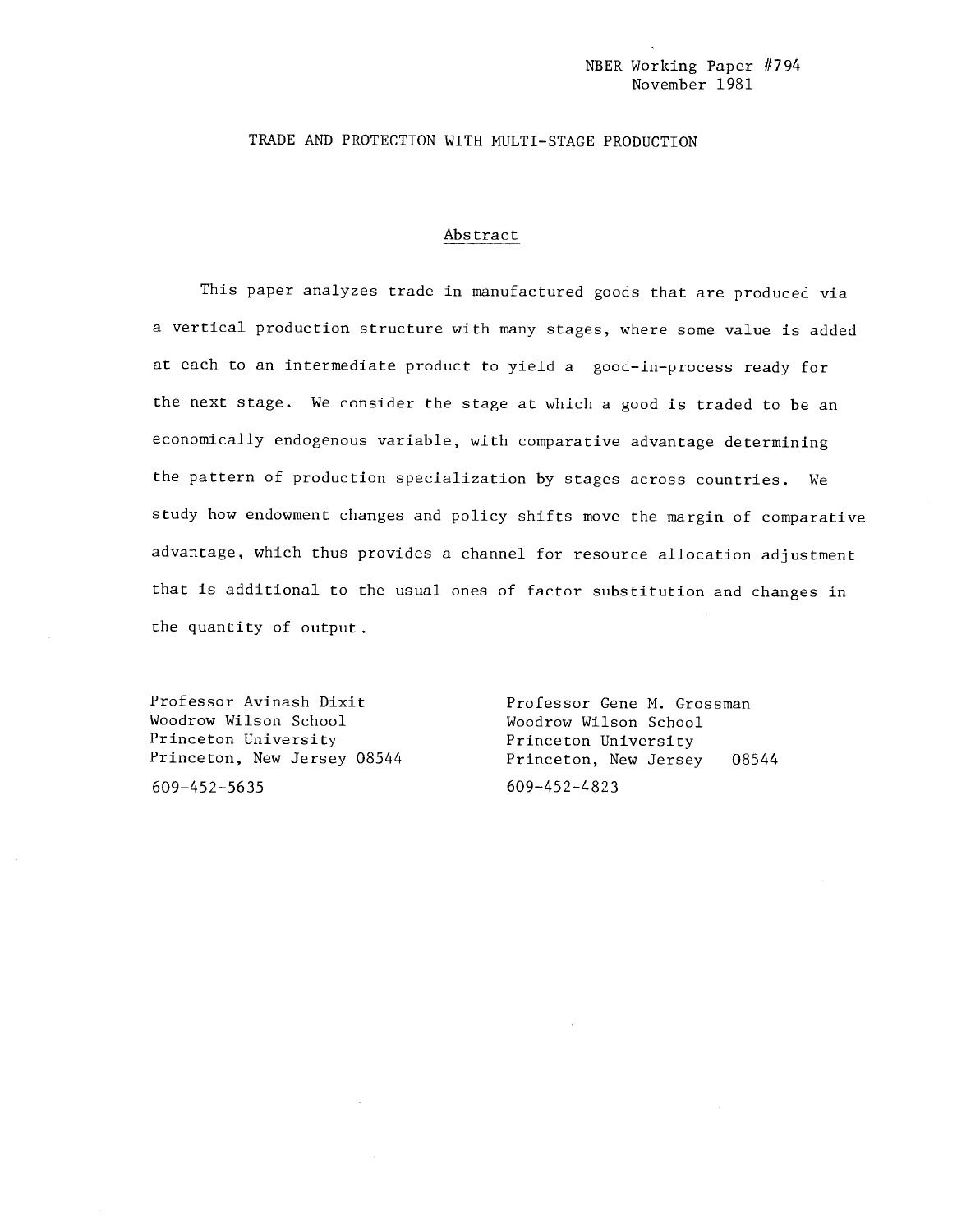NBER Working Paper #794
November 1981

# TRADE AND PROTECTION WITH MULTI-STAGE PRODUCTION

## Abstract

This paper analyzes trade in manufactured goods that are produced via a vertical production structure with many stages, where some value is added at each to an intermediate product to yield a good-in-process ready for the next stage. We consider the stage at which a good is traded to be an economically endogenous variable, with comparative advantage determining the pattern of production specialization by stages across countries. We study how endowment changes and policy shifts move the margin of comparative advantage, which thus provides a channel for resource allocation adjustment that is additional to the usual ones of factor substitution and changes in the quantity of output.

Professor Avinash Dixit
Woodrow Wilson School
Princeton University
Princeton, New Jersey 08544
609-452-5635

Professor Gene M. Grossman
Woodrow Wilson School
Princeton University
Princeton, New Jersey 08544
609-452-4823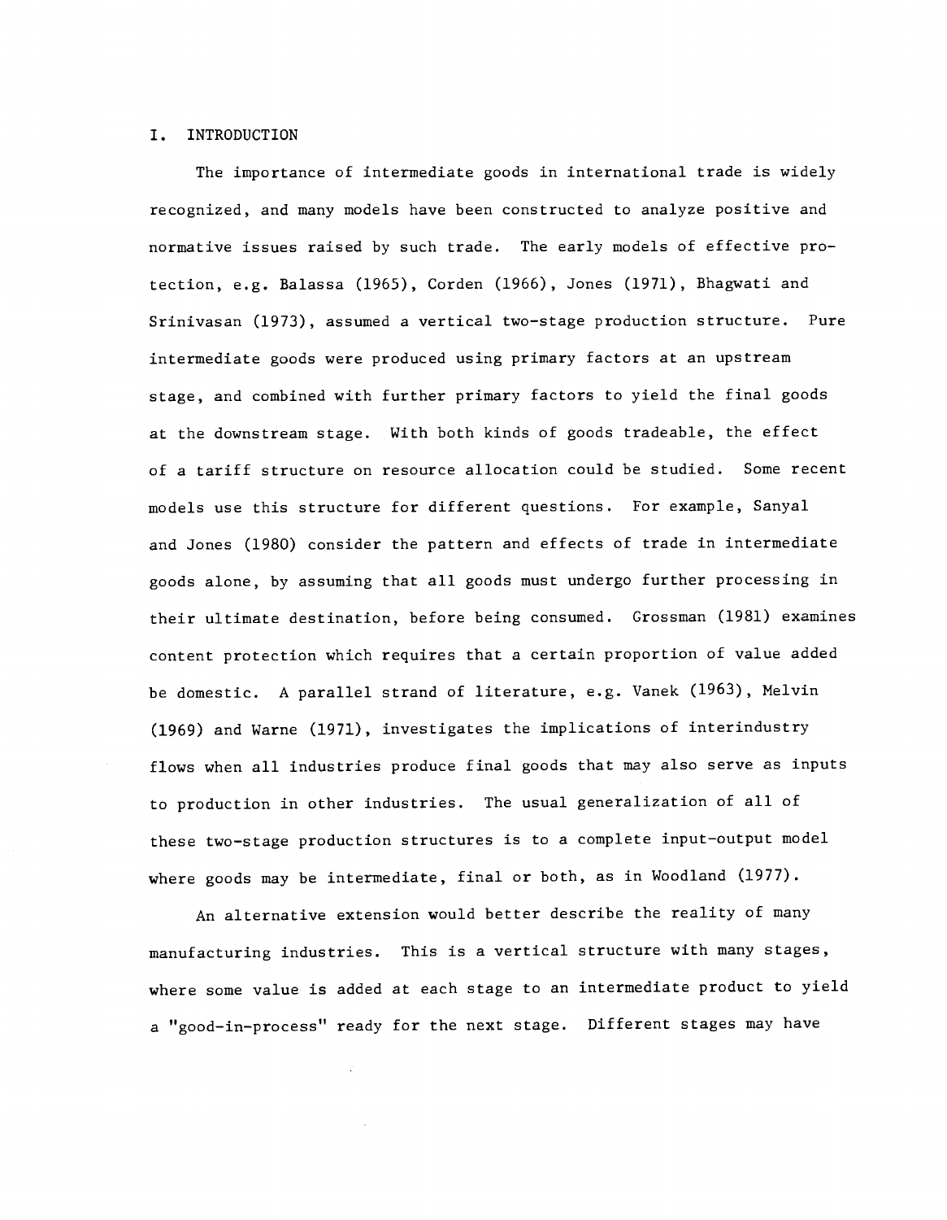## I. INTRODUCTION

The importance of intermediate goods in international trade is widely recognized, and many models have been constructed to analyze positive and normative issues raised by such trade. The early models of effective protection, e.g. Balassa (1965), Corden (1966), Jones (1971), Bhagwati and Srinivasan (1973), assumed a vertical two-stage production structure. Pure intermediate goods were produced using primary factors at an upstream stage, and combined with further primary factors to yield the final goods at the downstream stage. With both kinds of goods tradeable, the effect of a tariff structure on resource allocation could be studied. Some recent models use this structure for different questions. For example, Sanyal and Jones (1980) consider the pattern and effects of trade in intermediate goods alone, by assuming that all goods must undergo further processing in their ultimate destination, before being consumed. Grossman (1981) examines content protection which requires that a certain proportion of value added be domestic. A parallel strand of literature, e.g. Vanek (1963), Melvin (1969) and Warne (1971), investigates the implications of interindustry flows when all industries produce final goods that may also serve as inputs to production in other industries. The usual generalization of all of these two-stage production structures is to a complete input-output model where goods may be intermediate, final or both, as in Woodland (1977).

An alternative extension would better describe the reality of many manufacturing industries. This is a vertical structure with many stages, where some value is added at each stage to an intermediate product to yield a "good-in-process" ready for the next stage. Different stages may have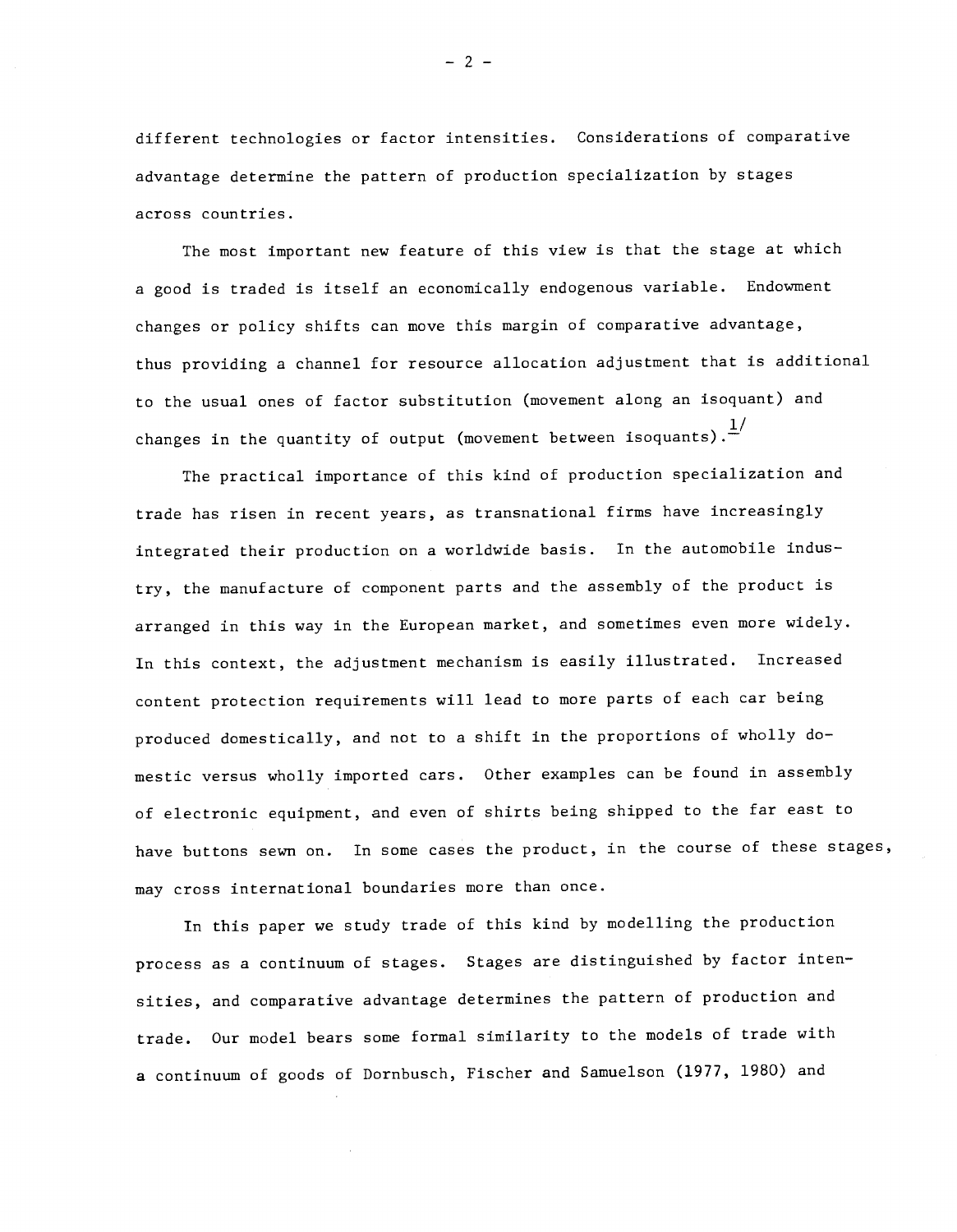different technologies or factor intensities. Considerations of comparative advantage determine the pattern of production specialization by stages across countries.

The most important new feature of this view is that the stage at which a good is traded is itself an economically endogenous variable. Endowment changes or policy shifts can move this margin of comparative advantage, thus providing a channel for resource allocation adjustment that is additional to the usual ones of factor substitution (movement along an isoquant) and changes in the quantity of output (movement between isoquants).[1/]

The practical importance of this kind of production specialization and trade has risen in recent years, as transnational firms have increasingly integrated their production on a worldwide basis. In the automobile industry, the manufacture of component parts and the assembly of the product is arranged in this way in the European market, and sometimes even more widely. In this context, the adjustment mechanism is easily illustrated. Increased content protection requirements will lead to more parts of each car being produced domestically, and not to a shift in the proportions of wholly domestic versus wholly imported cars. Other examples can be found in assembly of electronic equipment, and even of shirts being shipped to the far east to have buttons sewn on. In some cases the product, in the course of these stages, may cross international boundaries more than once.

In this paper we study trade of this kind by modelling the production process as a continuum of stages. Stages are distinguished by factor intensities, and comparative advantage determines the pattern of production and trade. Our model bears some formal similarity to the models of trade with a continuum of goods of Dornbusch, Fischer and Samuelson (1977, 1980) and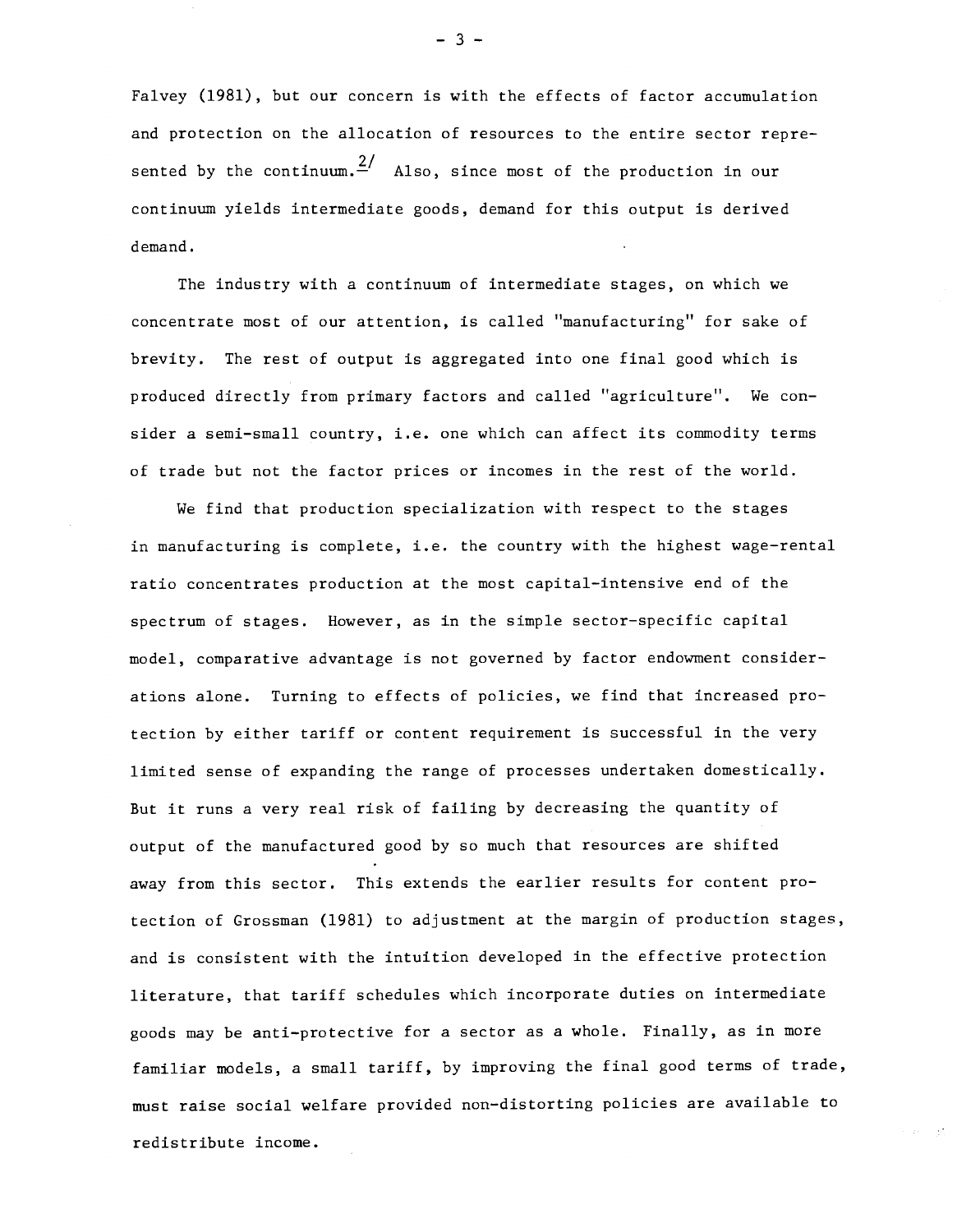Falvey (1981), but our concern is with the effects of factor accumulation and protection on the allocation of resources to the entire sector represented by the continuum.[2/] Also, since most of the production in our continuum yields intermediate goods, demand for this output is derived demand.

The industry with a continuum of intermediate stages, on which we concentrate most of our attention, is called "manufacturing" for sake of brevity. The rest of output is aggregated into one final good which is produced directly from primary factors and called "agriculture". We consider a semi-small country, i.e. one which can affect its commodity terms of trade but not the factor prices or incomes in the rest of the world.

We find that production specialization with respect to the stages in manufacturing is complete, i.e. the country with the highest wage-rental ratio concentrates production at the most capital-intensive end of the spectrum of stages. However, as in the simple sector-specific capital model, comparative advantage is not governed by factor endowment considerations alone. Turning to effects of policies, we find that increased protection by either tariff or content requirement is successful in the very limited sense of expanding the range of processes undertaken domestically. But it runs a very real risk of failing by decreasing the quantity of output of the manufactured good by so much that resources are shifted away from this sector. This extends the earlier results for content protection of Grossman (1981) to adjustment at the margin of production stages, and is consistent with the intuition developed in the effective protection literature, that tariff schedules which incorporate duties on intermediate goods may be anti-protective for a sector as a whole. Finally, as in more familiar models, a small tariff, by improving the final good terms of trade, must raise social welfare provided non-distorting policies are available to redistribute income.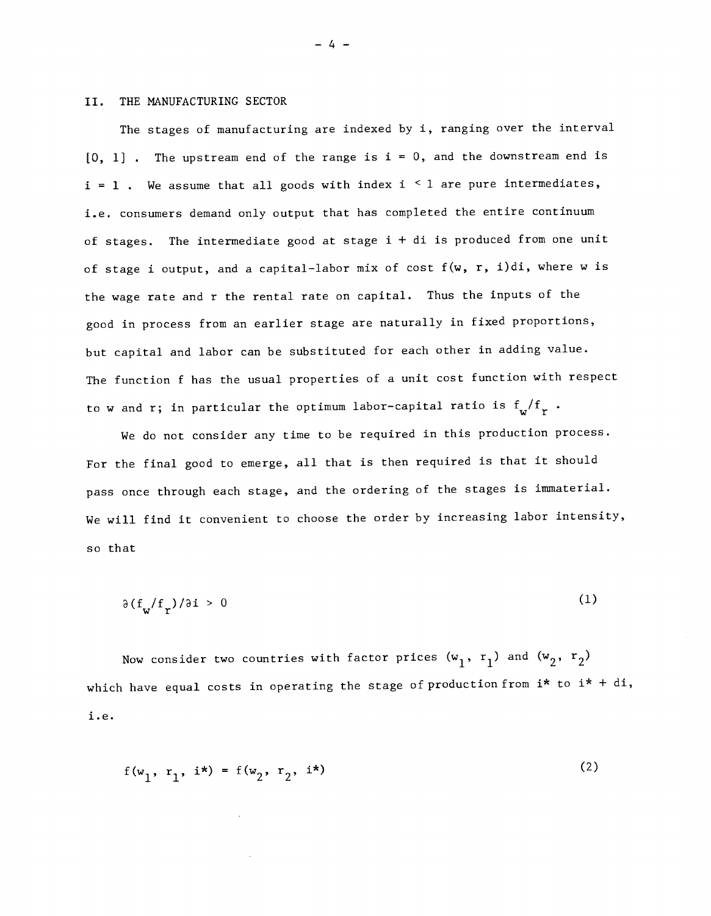## II. THE MANUFACTURING SECTOR

The stages of manufacturing are indexed by i, ranging over the interval $[0, 1]$ . The upstream end of the range is $i = 0$, and the downstream end is $i = 1$ . We assume that all goods with index $i < 1$ are pure intermediates, i.e. consumers demand only output that has completed the entire continuum of stages. The intermediate good at stage $i + di$ is produced from one unit of stage i output, and a capital-labor mix of cost $f(w, r, i)di$, where w is the wage rate and r the rental rate on capital. Thus the inputs of the good in process from an earlier stage are naturally in fixed proportions, but capital and labor can be substituted for each other in adding value. The function f has the usual properties of a unit cost function with respect to w and r; in particular the optimum labor-capital ratio is $f_w/f_r$ .

We do not consider any time to be required in this production process. For the final good to emerge, all that is then required is that it should pass once through each stage, and the ordering of the stages is immaterial. We will find it convenient to choose the order by increasing labor intensity, so that

$$\partial(f_w/f_r)/\partial i > 0 \tag{1}$$

Now consider two countries with factor prices $(w_1, r_1)$ and $(w_2, r_2)$ which have equal costs in operating the stage of production from i* to i* + di, i.e.

$$f(w_1, r_1, i^*) = f(w_2, r_2, i^*) \tag{2}$$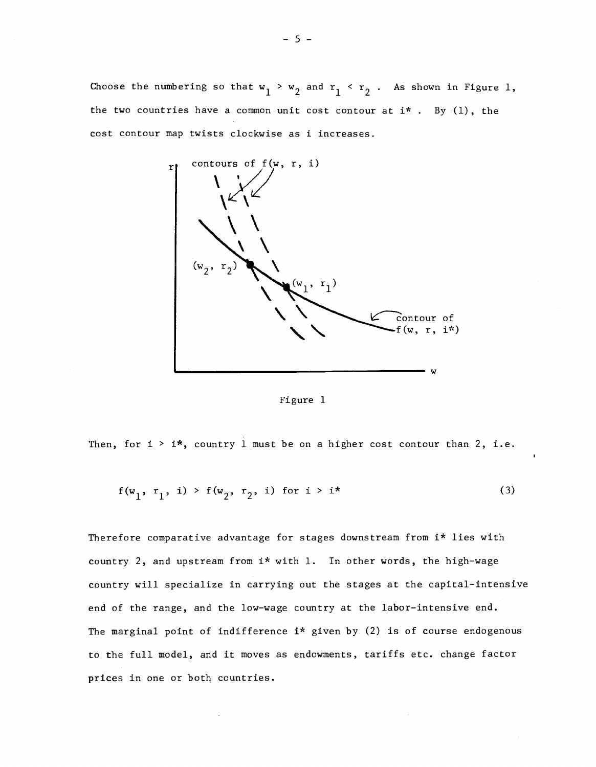Choose the numbering so that $w_1 > w_2$ and $r_1 < r_2$. As shown in Figure 1, the two countries have a common unit cost contour at $i^*$. By (1), the cost contour map twists clockwise as $i$ increases.

Figure 1

Then, for $i > i^*$, country 1 must be on a higher cost contour than 2, i.e.

$$f(w_1, r_1, i) > f(w_2, r_2, i) \text{ for } i > i^* \tag{3}$$

Therefore comparative advantage for stages downstream from $i^*$ lies with country 2, and upstream from $i^*$ with 1. In other words, the high-wage country will specialize in carrying out the stages at the capital-intensive end of the range, and the low-wage country at the labor-intensive end. The marginal point of indifference $i^*$ given by (2) is of course endogenous to the full model, and it moves as endowments, tariffs etc. change factor prices in one or both countries.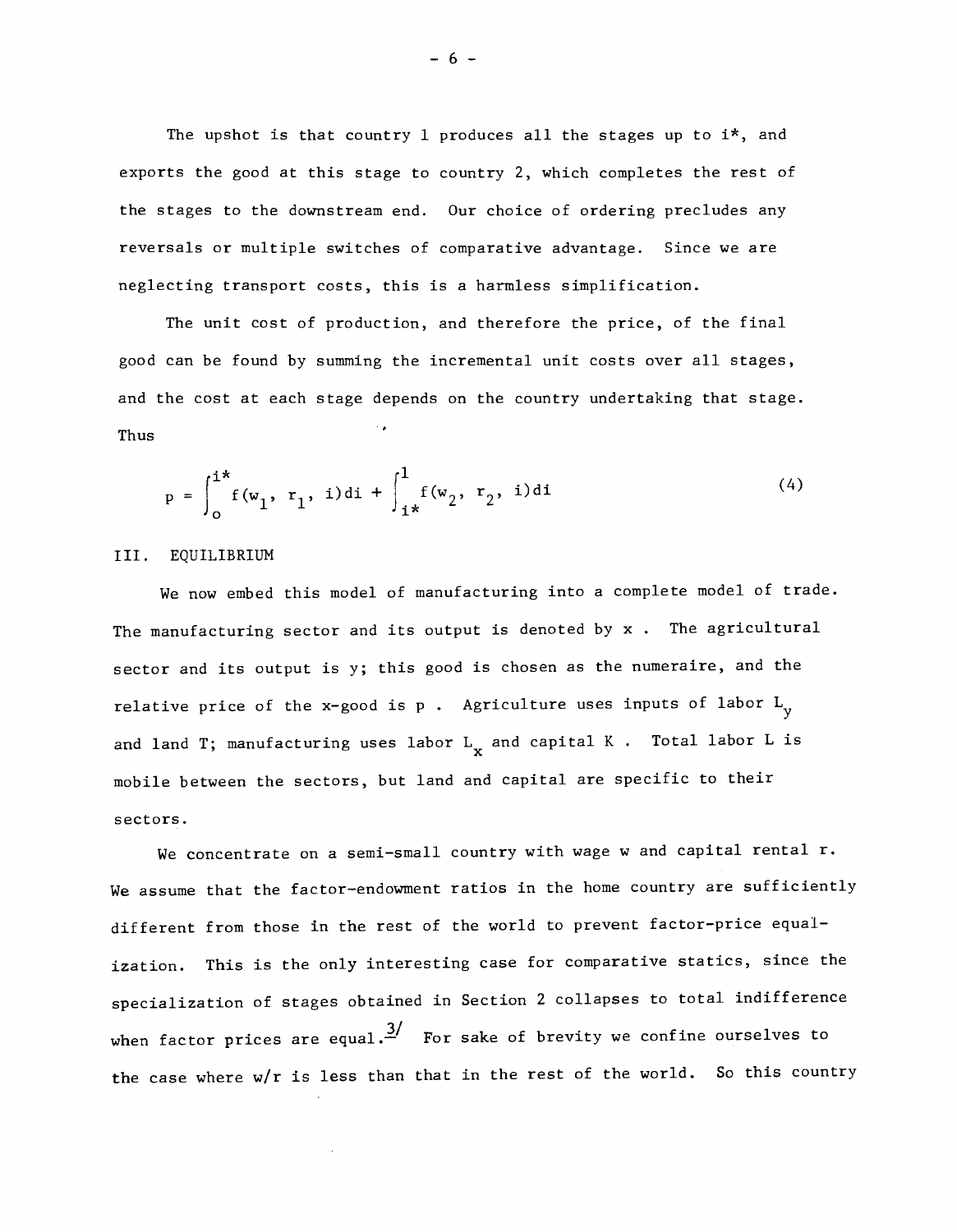The upshot is that country 1 produces all the stages up to $i^*$, and exports the good at this stage to country 2, which completes the rest of the stages to the downstream end. Our choice of ordering precludes any reversals or multiple switches of comparative advantage. Since we are neglecting transport costs, this is a harmless simplification.

The unit cost of production, and therefore the price, of the final good can be found by summing the incremental unit costs over all stages, and the cost at each stage depends on the country undertaking that stage. Thus

$$p = \int_{o}^{i^*} f(w_1, r_1, i)di + \int_{i^*}^{1} f(w_2, r_2, i)di \tag{4}$$

## III. EQUILIBRIUM

We now embed this model of manufacturing into a complete model of trade. The manufacturing sector and its output is denoted by $x$. The agricultural sector and its output is y; this good is chosen as the numeraire, and the relative price of the x-good is $p$. Agriculture uses inputs of labor $L_y$ and land T; manufacturing uses labor $L_x$ and capital $K$. Total labor L is mobile between the sectors, but land and capital are specific to their sectors.

We concentrate on a semi-small country with wage w and capital rental r. We assume that the factor-endowment ratios in the home country are sufficiently different from those in the rest of the world to prevent factor-price equalization. This is the only interesting case for comparative statics, since the specialization of stages obtained in Section 2 collapses to total indifference when factor prices are equal.[3/] For sake of brevity we confine ourselves to the case where w/r is less than that in the rest of the world. So this country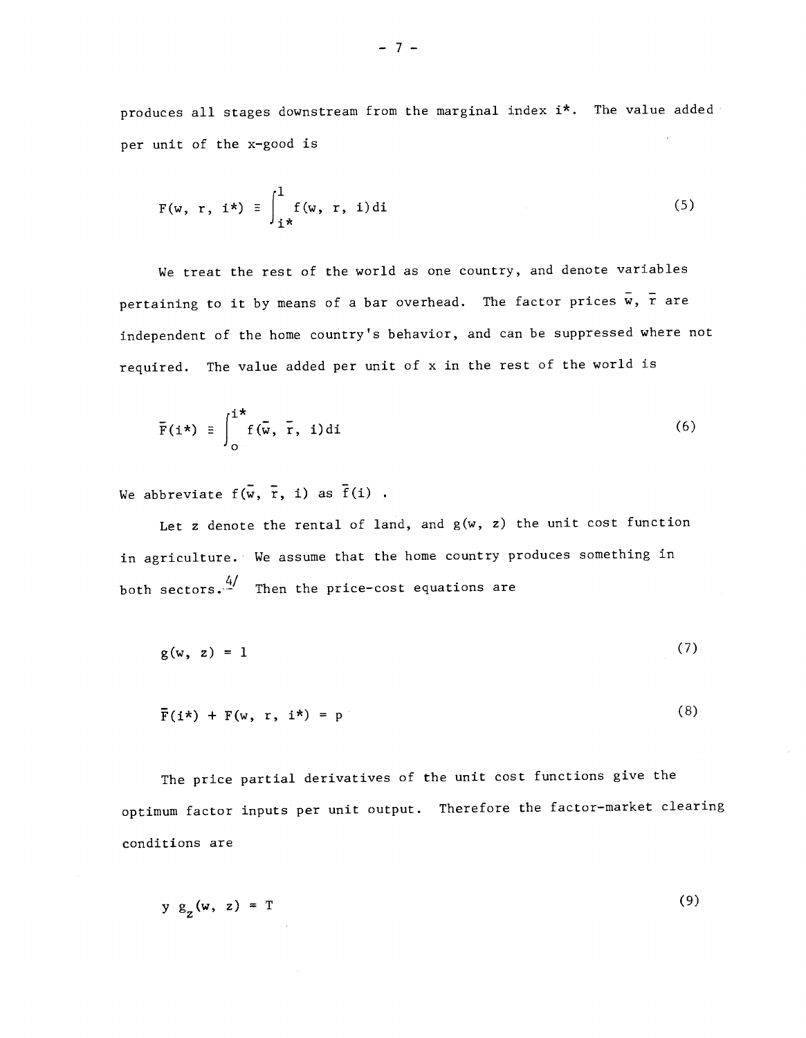produces all stages downstream from the marginal index $i^*$. The value added per unit of the x-good is

$$F(w, r, i^*) \equiv \int_{i^*}^{1} f(w, r, i)\,di \tag{5}$$

We treat the rest of the world as one country, and denote variables pertaining to it by means of a bar overhead. The factor prices $\bar{w}$, $\bar{r}$ are independent of the home country's behavior, and can be suppressed where not required. The value added per unit of x in the rest of the world is

$$\bar{F}(i^*) \equiv \int_{0}^{i^*} f(\bar{w}, \bar{r}, i)\,di \tag{6}$$

We abbreviate $f(\bar{w}, \bar{r}, i)$ as $\bar{f}(i)$ .

Let z denote the rental of land, and $g(w, z)$ the unit cost function in agriculture. We assume that the home country produces something in both sectors.[4/] Then the price-cost equations are

$$g(w, z) = 1 \tag{7}$$

$$\bar{F}(i^*) + F(w, r, i^*) = p \tag{8}$$

The price partial derivatives of the unit cost functions give the optimum factor inputs per unit output. Therefore the factor-market clearing conditions are

$$y\, g_z(w, z) = T \tag{9}$$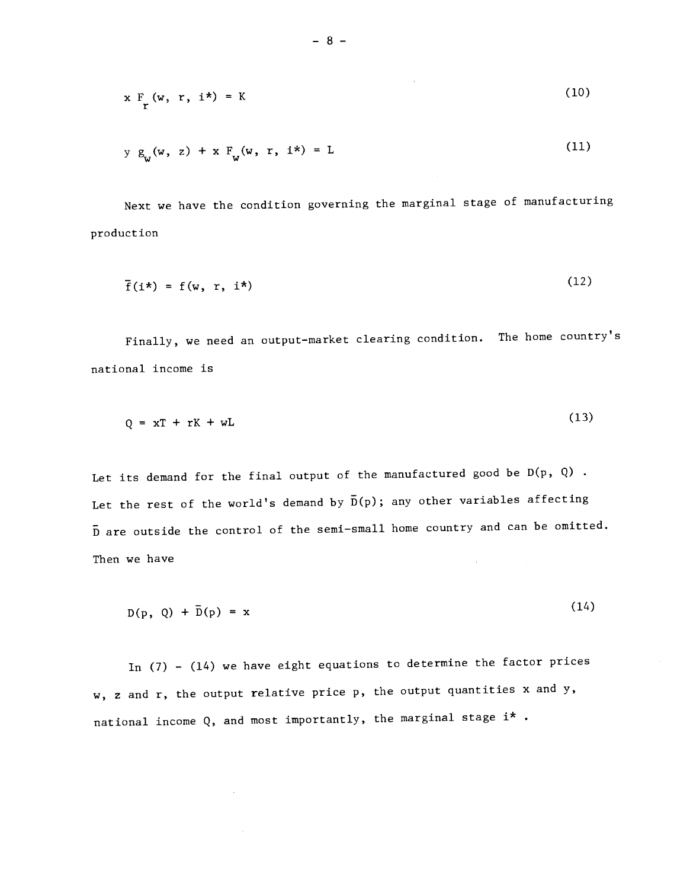$$x F_r(w, r, i^*) = K \tag{10}$$

$$y\, g_w(w, z) + x F_w(w, r, i^*) = L \tag{11}$$

Next we have the condition governing the marginal stage of manufacturing production

$$\bar{f}(i^*) = f(w, r, i^*) \tag{12}$$

Finally, we need an output-market clearing condition. The home country's national income is

$$Q = xT + rK + wL \tag{13}$$

Let its demand for the final output of the manufactured good be $D(p, Q)$. Let the rest of the world's demand by $\bar{D}(p)$; any other variables affecting $\bar{D}$ are outside the control of the semi-small home country and can be omitted. Then we have

$$D(p, Q) + \bar{D}(p) = x \tag{14}$$

In (7) - (14) we have eight equations to determine the factor prices $w$, $z$ and $r$, the output relative price $p$, the output quantities $x$ and $y$, national income $Q$, and most importantly, the marginal stage $i^*$.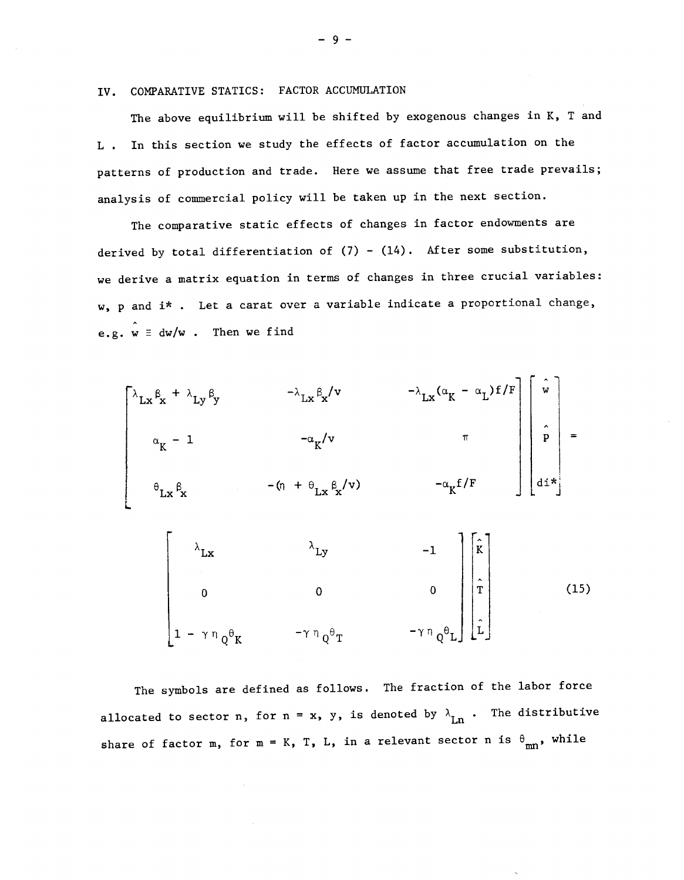## IV. COMPARATIVE STATICS: FACTOR ACCUMULATION

The above equilibrium will be shifted by exogenous changes in K, T and L. In this section we study the effects of factor accumulation on the patterns of production and trade. Here we assume that free trade prevails; analysis of commercial policy will be taken up in the next section.

The comparative static effects of changes in factor endowments are derived by total differentiation of (7) - (14). After some substitution, we derive a matrix equation in terms of changes in three crucial variables: w, p and i* . Let a carat over a variable indicate a proportional change, e.g. $\hat{w} \equiv dw/w$ . Then we find

$$\begin{bmatrix} \lambda_{Lx}\beta_x + \lambda_{Ly}\beta_y & -\lambda_{Lx}\beta_x/v & -\lambda_{Lx}(\alpha_K - \alpha_L)f/F \\ \alpha_K - 1 & -\alpha_K/v & \pi \\ \theta_{Lx}\beta_x & -(\eta + \theta_{Lx}\beta_x/v) & -\alpha_K f/F \end{bmatrix} \begin{bmatrix} \hat{w} \\ \hat{p} \\ di^* \end{bmatrix} =$$

$$\begin{bmatrix} \lambda_{Lx} & \lambda_{Ly} & -1 \\ 0 & 0 & 0 \\ 1 - \gamma\eta_Q\theta_K & -\gamma\eta_Q\theta_T & -\gamma\eta_Q\theta_L \end{bmatrix} \begin{bmatrix} \hat{K} \\ \hat{T} \\ \hat{L} \end{bmatrix} \qquad (15)$$

The symbols are defined as follows. The fraction of the labor force allocated to sector n, for n = x, y, is denoted by $\lambda_{Ln}$ . The distributive share of factor m, for m = K, T, L, in a relevant sector n is $\theta_{mn}$, while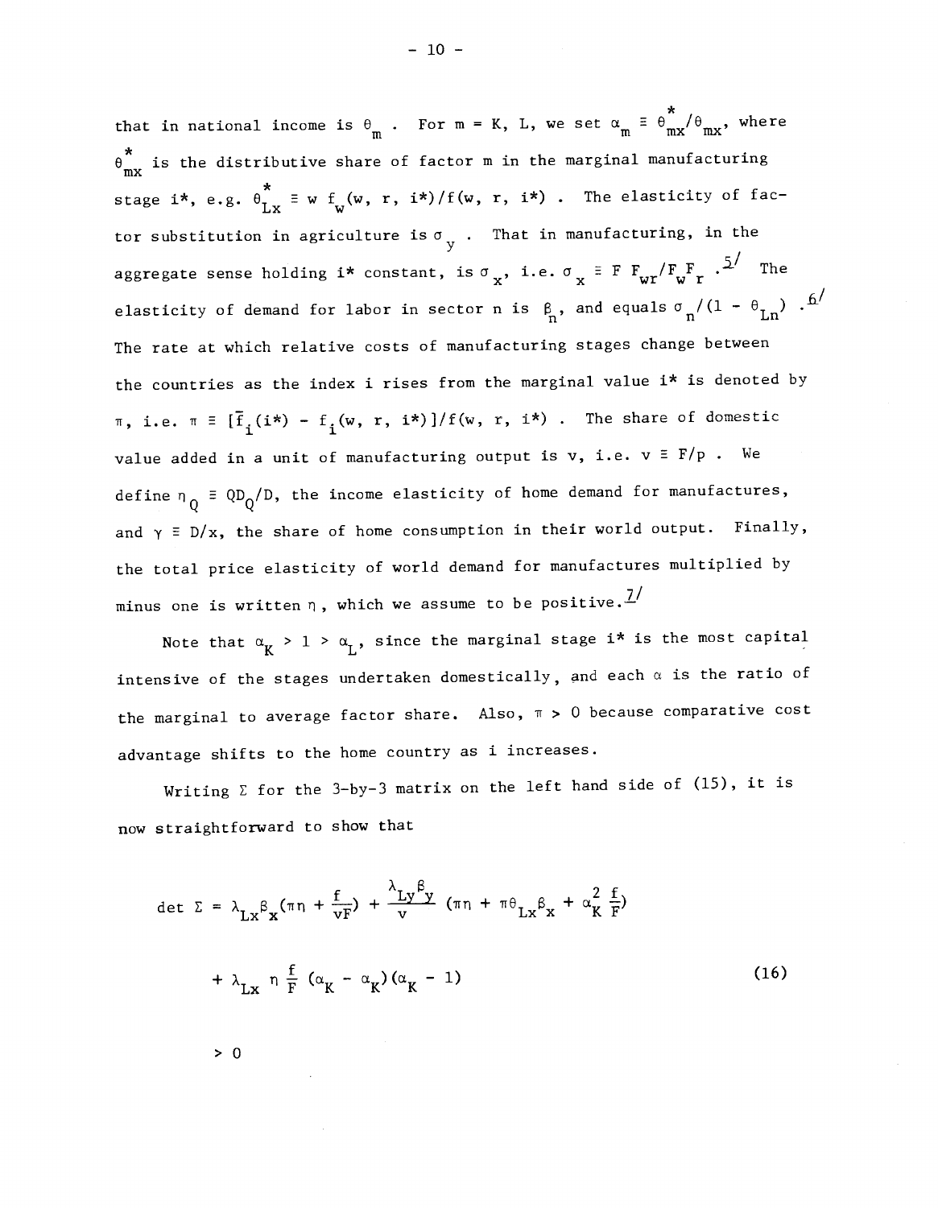that in national income is $\theta_m$ . For m = K, L, we set $\alpha_m \equiv \theta^*_{mx}/\theta_{mx}$, where $\theta^*_{mx}$ is the distributive share of factor m in the marginal manufacturing stage i*, e.g. $\theta^*_{Lx} \equiv w\, f_w(w, r, i^*)/f(w, r, i^*)$ . The elasticity of factor substitution in agriculture is $\sigma_y$ . That in manufacturing, in the aggregate sense holding i* constant, is $\sigma_x$, i.e. $\sigma_x \equiv F\, F_{wr}/F_w F_r$ .[5] The elasticity of demand for labor in sector n is $\beta_n$, and equals $\sigma_n/(1 - \theta_{Ln})$ .[6] The rate at which relative costs of manufacturing stages change between the countries as the index i rises from the marginal value i* is denoted by $\pi$, i.e. $\pi \equiv [\bar{f}_i(i^*) - f_i(w, r, i^*)]/f(w, r, i^*)$ . The share of domestic value added in a unit of manufacturing output is v, i.e. $v \equiv F/p$ . We define $\eta_Q \equiv QD_Q/D$, the income elasticity of home demand for manufactures, and $\gamma \equiv D/x$, the share of home consumption in their world output. Finally, the total price elasticity of world demand for manufactures multiplied by minus one is written $\eta$, which we assume to be positive.[7]

Note that $\alpha_K > 1 > \alpha_L$, since the marginal stage i* is the most capital intensive of the stages undertaken domestically, and each $\alpha$ is the ratio of the marginal to average factor share. Also, $\pi > 0$ because comparative cost advantage shifts to the home country as i increases.

Writing $\Sigma$ for the 3-by-3 matrix on the left hand side of (15), it is now straightforward to show that

$$\det \Sigma = \lambda_{Lx}\beta_x(\pi\eta + \frac{f}{vF}) + \frac{\lambda_{Ly}\beta_y}{v}(\pi\eta + \pi\theta_{Lx}\beta_x + \alpha_K^2 \frac{f}{F})$$

$$+ \lambda_{Lx}\, \eta \frac{f}{F}(\alpha_K - \alpha_K)(\alpha_K - 1) \qquad (16)$$

$$> 0$$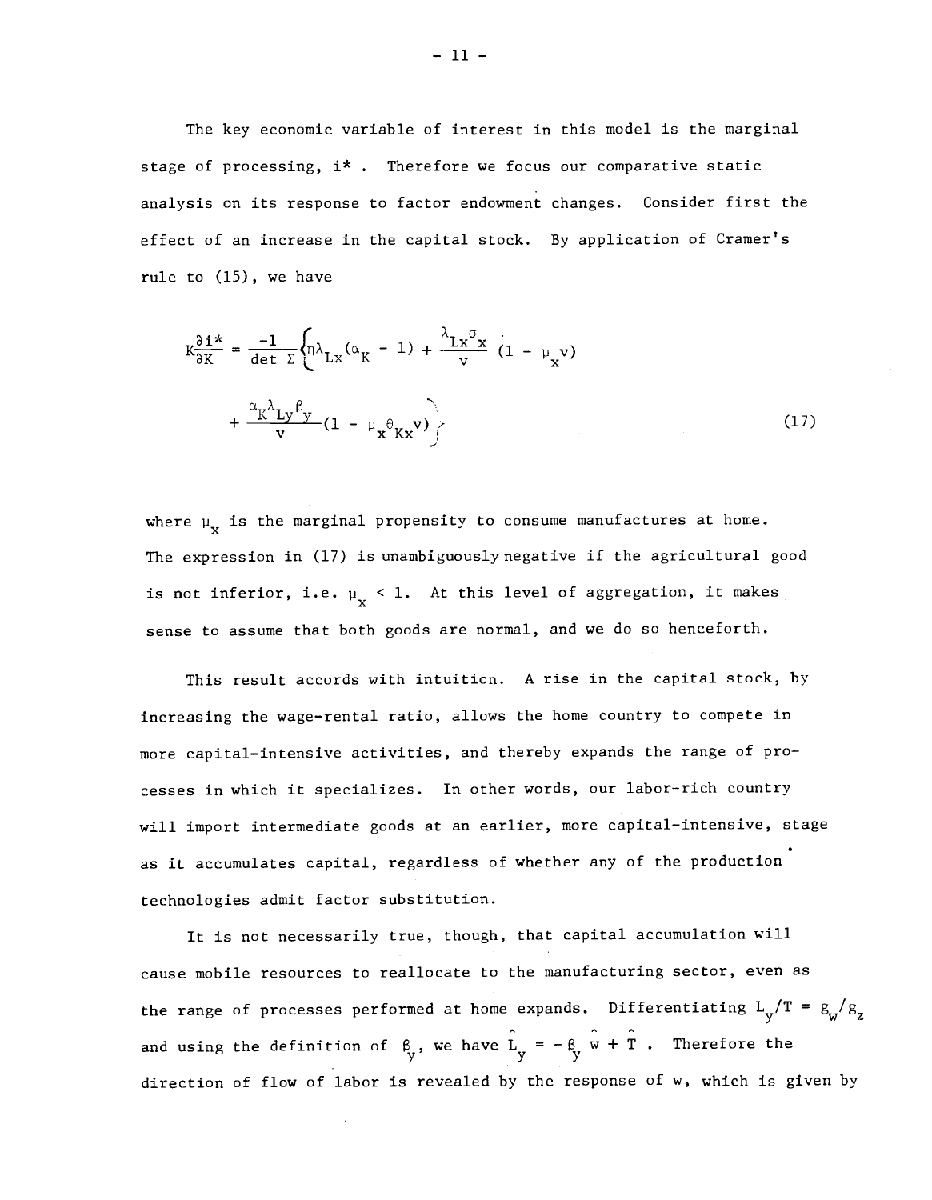The key economic variable of interest in this model is the marginal stage of processing, $i^*$ . Therefore we focus our comparative static analysis on its response to factor endowment changes. Consider first the effect of an increase in the capital stock. By application of Cramer's rule to (15), we have

$$K\frac{\partial i^*}{\partial K} = \frac{-1}{\det \Sigma}\left\{\eta\lambda_{Lx}(\alpha_K - 1) + \frac{\lambda_{Lx}\sigma_x}{v}(1 - \mu_x v) + \frac{\alpha_K\lambda_{Ly}\beta_y}{v}(1 - \mu_x\theta_{Kx}v)\right\} \tag{17}$$

where $\mu_x$ is the marginal propensity to consume manufactures at home. The expression in (17) is unambiguously negative if the agricultural good is not inferior, i.e. $\mu_x < 1$. At this level of aggregation, it makes sense to assume that both goods are normal, and we do so henceforth.

This result accords with intuition. A rise in the capital stock, by increasing the wage-rental ratio, allows the home country to compete in more capital-intensive activities, and thereby expands the range of processes in which it specializes. In other words, our labor-rich country will import intermediate goods at an earlier, more capital-intensive, stage as it accumulates capital, regardless of whether any of the production technologies admit factor substitution.

It is not necessarily true, though, that capital accumulation will cause mobile resources to reallocate to the manufacturing sector, even as the range of processes performed at home expands. Differentiating $L_y/T = g_w/g_z$ and using the definition of $\beta_y$, we have $\hat{L}_y = -\beta_y \hat{w} + \hat{T}$ . Therefore the direction of flow of labor is revealed by the response of w, which is given by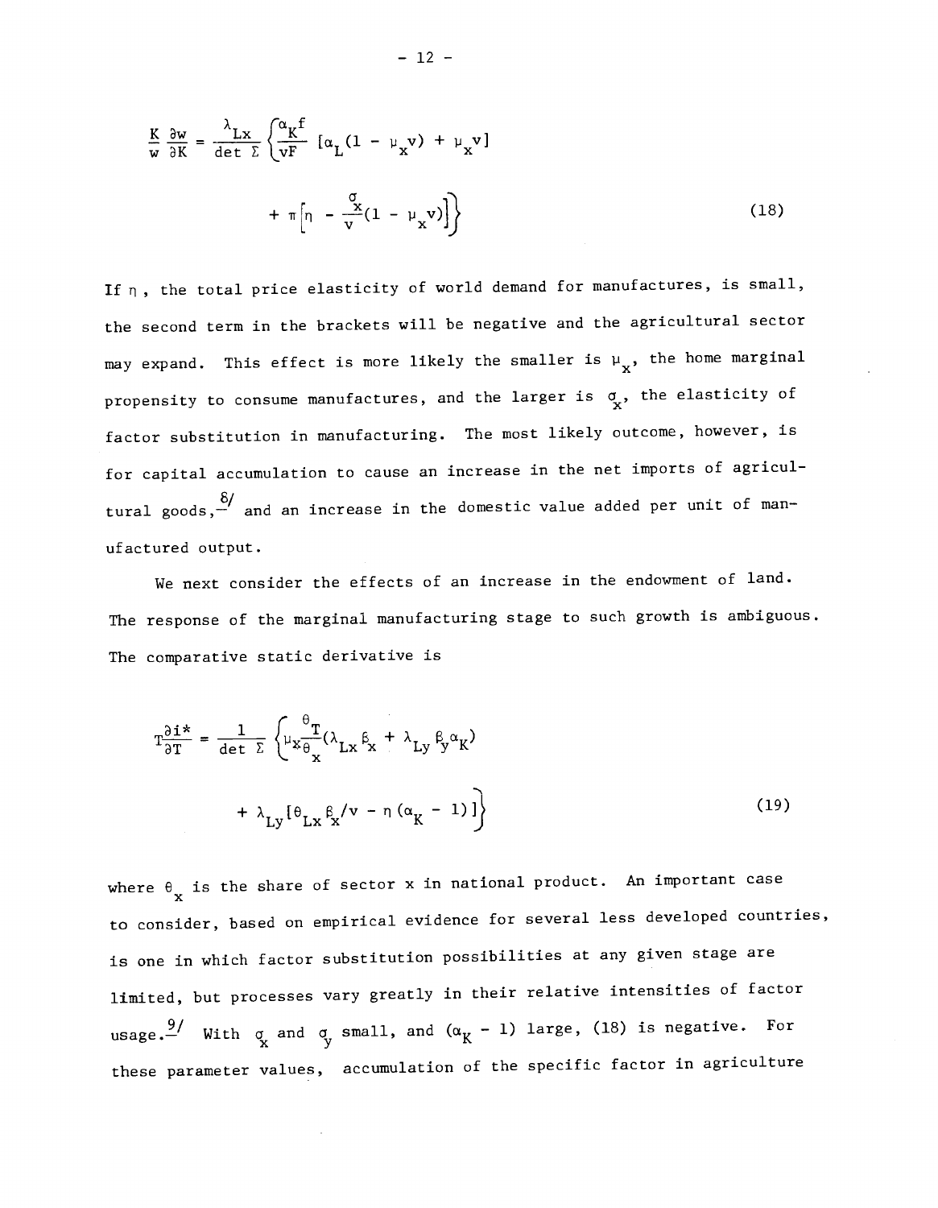$$\frac{K}{w}\frac{\partial w}{\partial K} = \frac{\lambda_{Lx}}{\det \Sigma}\left\{\frac{\alpha_K f}{vF}\left[\alpha_L(1 - \mu_x v) + \mu_x v\right] + \pi\left[\eta - \frac{\sigma_x}{v}(1 - \mu_x v)\right]\right\} \tag{18}$$

If $\eta$, the total price elasticity of world demand for manufactures, is small, the second term in the brackets will be negative and the agricultural sector may expand. This effect is more likely the smaller is $\mu_x$, the home marginal propensity to consume manufactures, and the larger is $\sigma_x$, the elasticity of factor substitution in manufacturing. The most likely outcome, however, is for capital accumulation to cause an increase in the net imports of agricultural goods,[8] and an increase in the domestic value added per unit of manufactured output.

We next consider the effects of an increase in the endowment of land. The response of the marginal manufacturing stage to such growth is ambiguous. The comparative static derivative is

$$T\frac{\partial i^*}{\partial T} = \frac{1}{\det \Sigma}\left\{\mu_x\frac{\theta_T}{\theta_x}(\lambda_{Lx}\beta_x + \lambda_{Ly}\beta_y\alpha_K) + \lambda_{Ly}\left[\theta_{Lx}\beta_x/v - \eta(\alpha_K - 1)\right]\right\} \tag{19}$$

where $\theta_x$ is the share of sector x in national product. An important case to consider, based on empirical evidence for several less developed countries, is one in which factor substitution possibilities at any given stage are limited, but processes vary greatly in their relative intensities of factor usage.[9] With $\sigma_x$ and $\sigma_y$ small, and $(\alpha_K - 1)$ large, (18) is negative. For these parameter values, accumulation of the specific factor in agriculture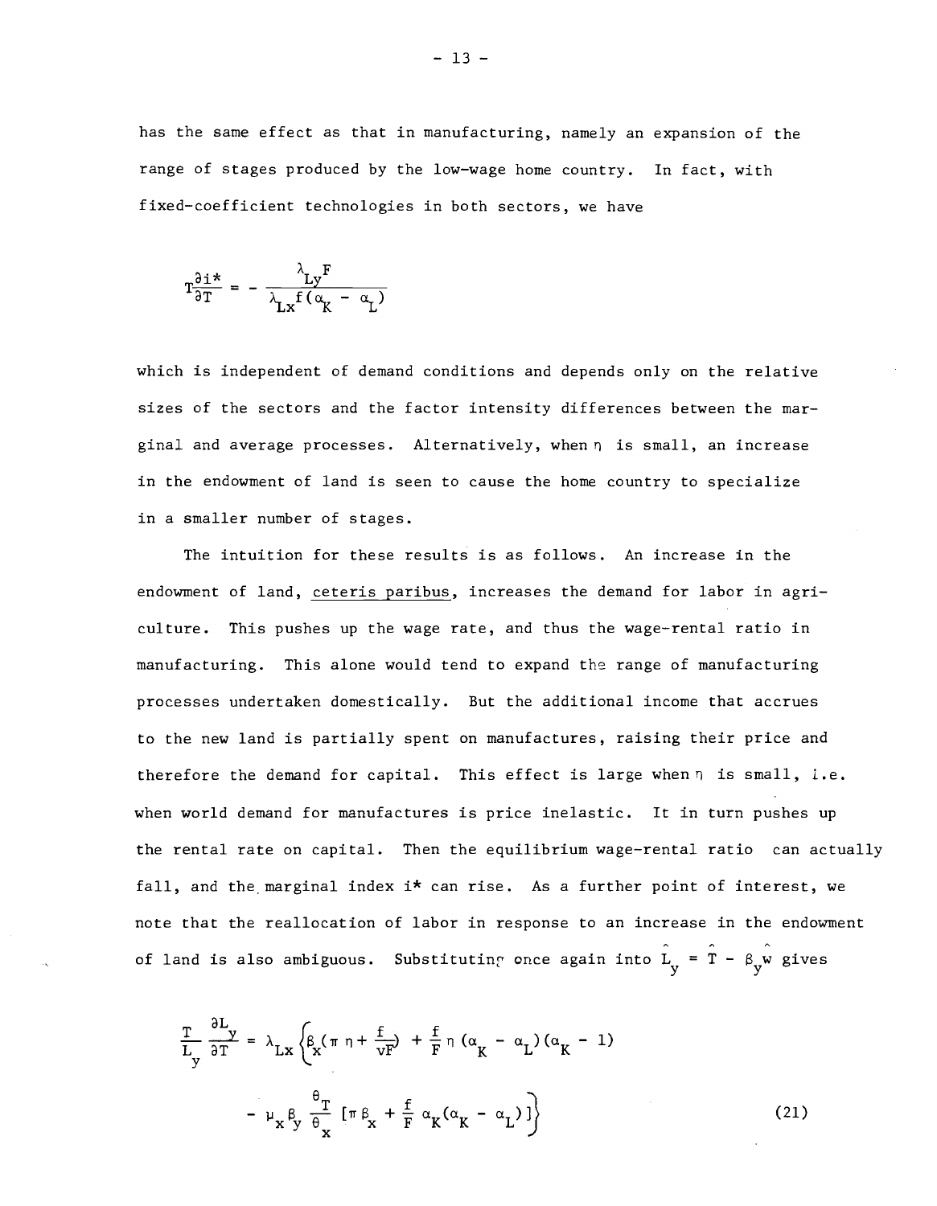has the same effect as that in manufacturing, namely an expansion of the range of stages produced by the low-wage home country. In fact, with fixed-coefficient technologies in both sectors, we have

$$T\frac{\partial i^*}{\partial T} = - \frac{\lambda_{Ly}F}{\lambda_{Lx}f(\alpha_K - \alpha_L)}$$

which is independent of demand conditions and depends only on the relative sizes of the sectors and the factor intensity differences between the marginal and average processes. Alternatively, when $\eta$ is small, an increase in the endowment of land is seen to cause the home country to specialize in a smaller number of stages.

The intuition for these results is as follows. An increase in the endowment of land, ceteris paribus, increases the demand for labor in agriculture. This pushes up the wage rate, and thus the wage-rental ratio in manufacturing. This alone would tend to expand the range of manufacturing processes undertaken domestically. But the additional income that accrues to the new land is partially spent on manufactures, raising their price and therefore the demand for capital. This effect is large when $\eta$ is small, i.e. when world demand for manufactures is price inelastic. It in turn pushes up the rental rate on capital. Then the equilibrium wage-rental ratio can actually fall, and the marginal index i* can rise. As a further point of interest, we note that the reallocation of labor in response to an increase in the endowment of land is also ambiguous. Substituting once again into $\hat{L}_y = \hat{T} - \beta_y \hat{w}$ gives

$$\frac{T}{L_y}\frac{\partial L_y}{\partial T} = \lambda_{Lx}\Big\{\beta_x(\pi\,\eta + \frac{f}{vF}) + \frac{f}{F}\,\eta\,(\alpha_K - \alpha_L)(\alpha_K - 1)$$

$$- \mu_x \beta_y \frac{\theta_T}{\theta_x}\,[\pi\,\beta_x + \frac{f}{F}\,\alpha_K(\alpha_K - \alpha_L)]\Big\} \tag{21}$$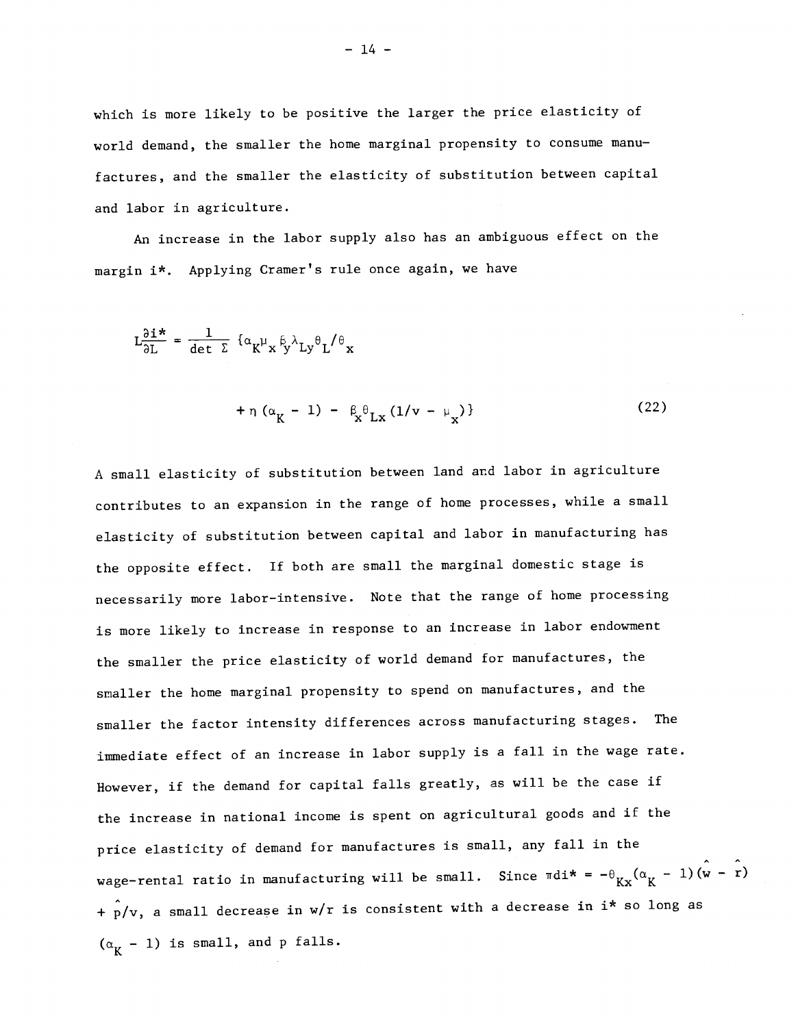which is more likely to be positive the larger the price elasticity of world demand, the smaller the home marginal propensity to consume manufactures, and the smaller the elasticity of substitution between capital and labor in agriculture.

An increase in the labor supply also has an ambiguous effect on the margin i*. Applying Cramer's rule once again, we have

$$L\frac{\partial i^*}{\partial L} = \frac{1}{\det \Sigma}\{\alpha_K \mu_x \beta_y \lambda_{Ly} \theta_L / \theta_x$$

$$+ \eta(\alpha_K - 1) - \beta_x \theta_{Lx}(1/v - \mu_x)\} \tag{22}$$

A small elasticity of substitution between land and labor in agriculture contributes to an expansion in the range of home processes, while a small elasticity of substitution between capital and labor in manufacturing has the opposite effect. If both are small the marginal domestic stage is necessarily more labor-intensive. Note that the range of home processing is more likely to increase in response to an increase in labor endowment the smaller the price elasticity of world demand for manufactures, the smaller the home marginal propensity to spend on manufactures, and the smaller the factor intensity differences across manufacturing stages. The immediate effect of an increase in labor supply is a fall in the wage rate. However, if the demand for capital falls greatly, as will be the case if the increase in national income is spent on agricultural goods and if the price elasticity of demand for manufactures is small, any fall in the wage-rental ratio in manufacturing will be small. Since $\pi di^* = -\theta_{Kx}(\alpha_K - 1)(\hat{w} - \hat{r}) + \hat{p}/v$, a small decrease in w/r is consistent with a decrease in i* so long as $(\alpha_K - 1)$ is small, and p falls.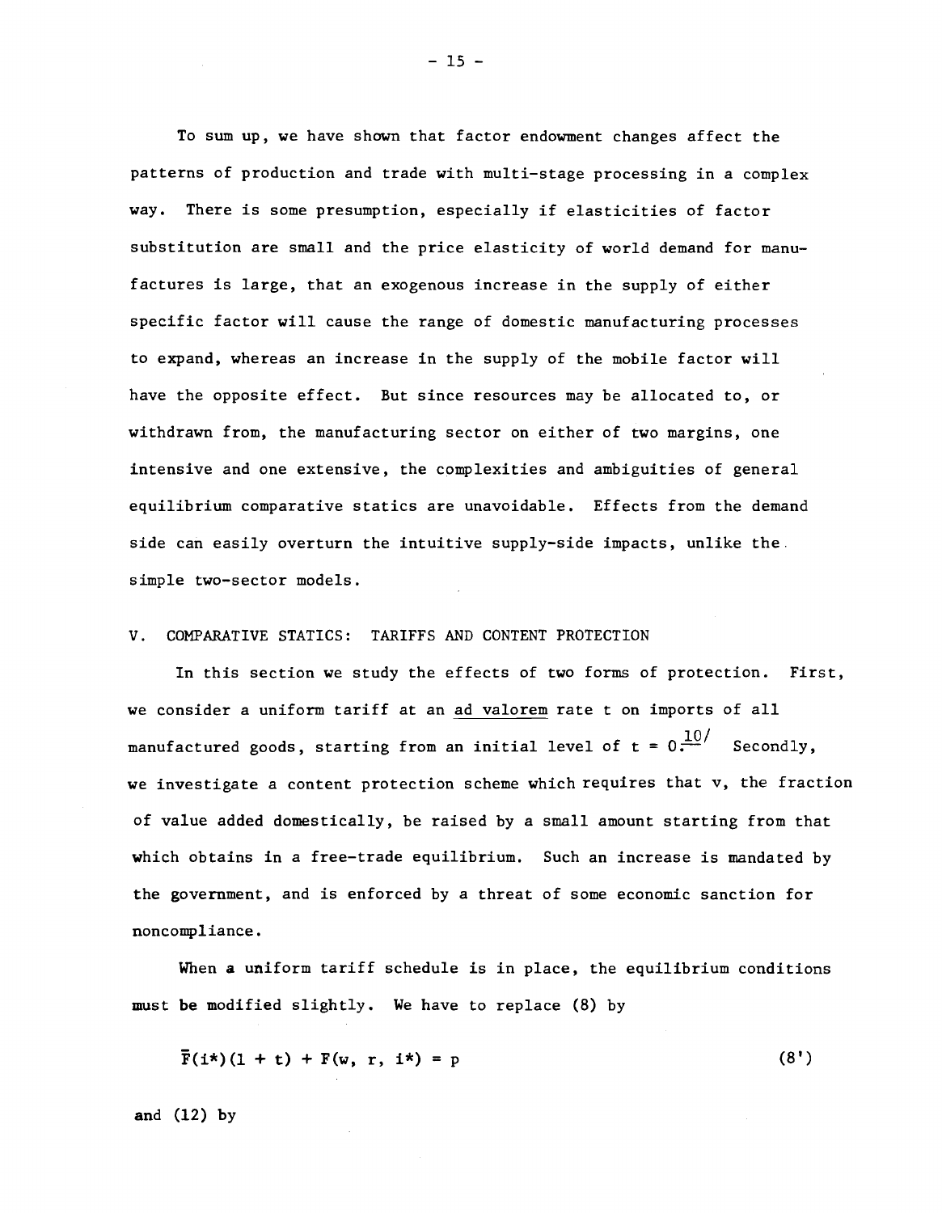To sum up, we have shown that factor endowment changes affect the patterns of production and trade with multi-stage processing in a complex way. There is some presumption, especially if elasticities of factor substitution are small and the price elasticity of world demand for manufactures is large, that an exogenous increase in the supply of either specific factor will cause the range of domestic manufacturing processes to expand, whereas an increase in the supply of the mobile factor will have the opposite effect. But since resources may be allocated to, or withdrawn from, the manufacturing sector on either of two margins, one intensive and one extensive, the complexities and ambiguities of general equilibrium comparative statics are unavoidable. Effects from the demand side can easily overturn the intuitive supply-side impacts, unlike the simple two-sector models.

## V. COMPARATIVE STATICS: TARIFFS AND CONTENT PROTECTION

In this section we study the effects of two forms of protection. First, we consider a uniform tariff at an *ad valorem* rate t on imports of all manufactured goods, starting from an initial level of t = 0.[10] Secondly, we investigate a content protection scheme which requires that v, the fraction of value added domestically, be raised by a small amount starting from that which obtains in a free-trade equilibrium. Such an increase is mandated by the government, and is enforced by a threat of some economic sanction for noncompliance.

When a uniform tariff schedule is in place, the equilibrium conditions must be modified slightly. We have to replace (8) by

$$\bar{F}(i^*)(1 + t) + F(w, r, i^*) = p \tag{8'}$$

and (12) by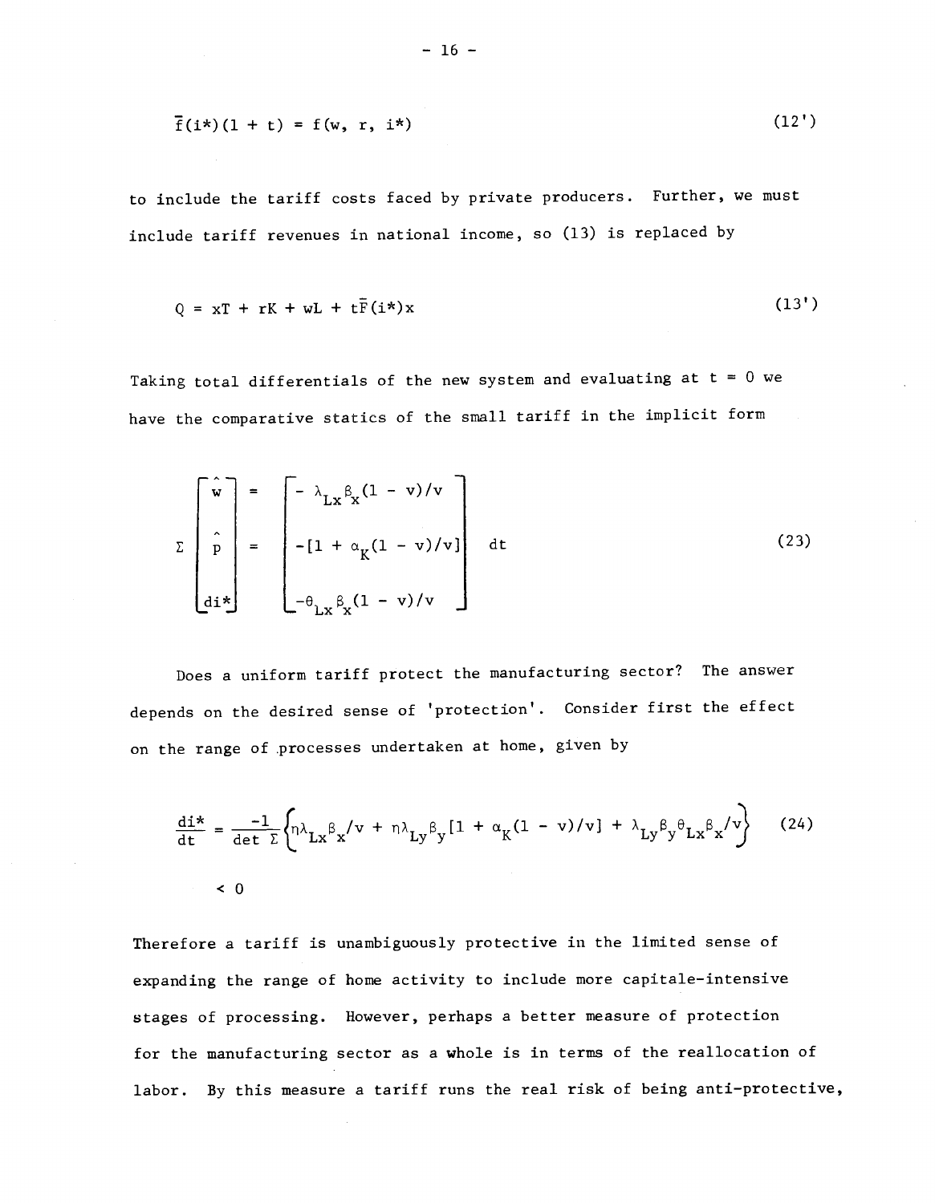$$\bar{f}(i^*)(1 + t) = f(w, r, i^*) \tag{12'}$$

to include the tariff costs faced by private producers. Further, we must include tariff revenues in national income, so (13) is replaced by

$$Q = xT + rK + wL + t\bar{F}(i^*)x \tag{13'}$$

Taking total differentials of the new system and evaluating at t = 0 we have the comparative statics of the small tariff in the implicit form

$$\Sigma \begin{bmatrix} \hat{w} \\ \hat{p} \\ di^* \end{bmatrix} = \begin{bmatrix} -\lambda_{Lx}\beta_x(1 - v)/v \\ -[1 + \alpha_K(1 - v)/v] \\ -\theta_{Lx}\beta_x(1 - v)/v \end{bmatrix} dt \tag{23}$$

Does a uniform tariff protect the manufacturing sector? The answer depends on the desired sense of 'protection'. Consider first the effect on the range of processes undertaken at home, given by

$$\frac{di^*}{dt} = \frac{-1}{\det \Sigma}\left\{\eta\lambda_{Lx}\beta_x/v + \eta\lambda_{Ly}\beta_y[1 + \alpha_K(1 - v)/v] + \lambda_{Ly}\beta_y\theta_{Lx}\beta_x/v\right\} \tag{24}$$

$$< 0$$

Therefore a tariff is unambiguously protective in the limited sense of expanding the range of home activity to include more capitale-intensive stages of processing. However, perhaps a better measure of protection for the manufacturing sector as a whole is in terms of the reallocation of labor. By this measure a tariff runs the real risk of being anti-protective,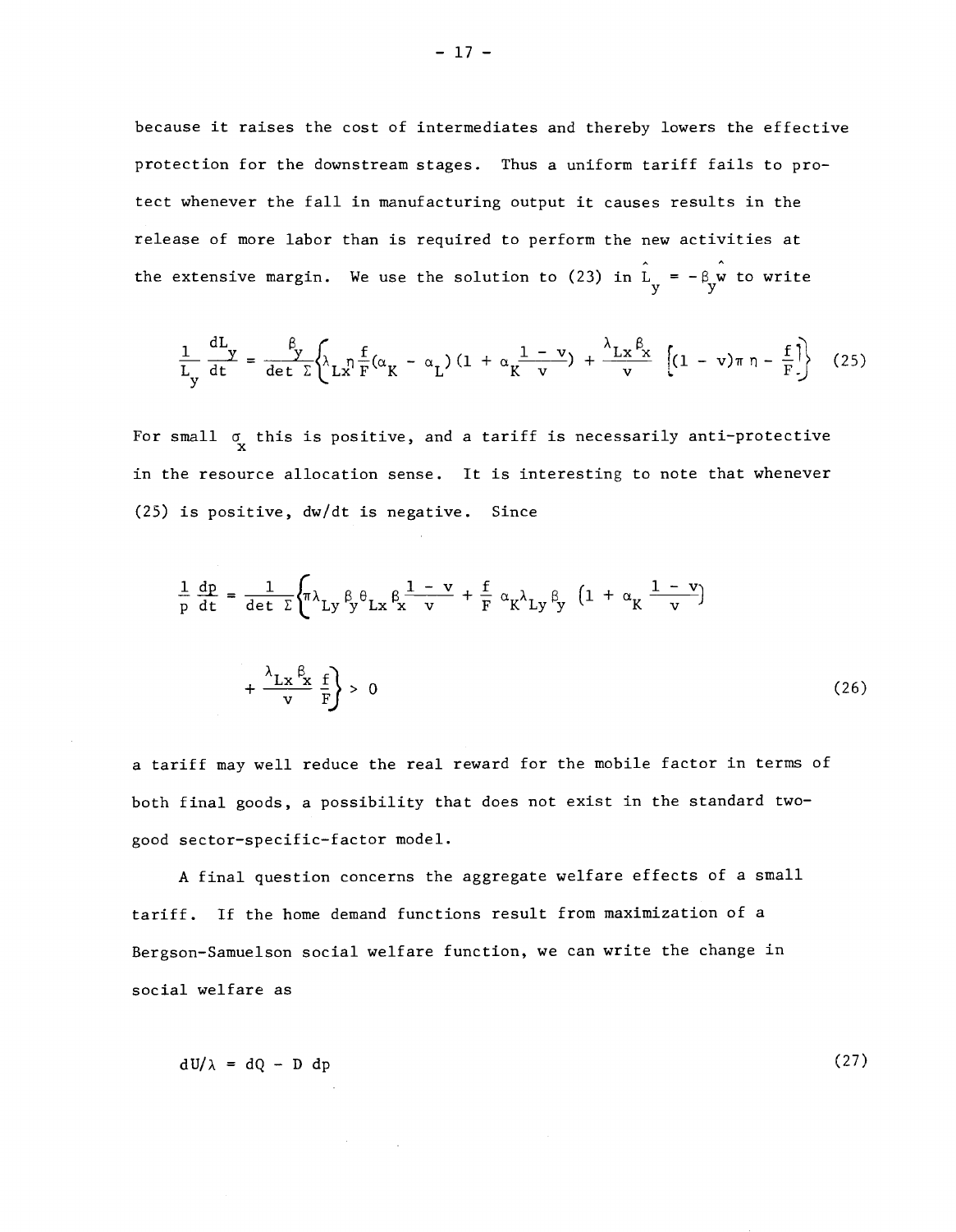because it raises the cost of intermediates and thereby lowers the effective protection for the downstream stages. Thus a uniform tariff fails to protect whenever the fall in manufacturing output it causes results in the release of more labor than is required to perform the new activities at the extensive margin. We use the solution to (23) in $\hat{L}_y = -\beta_y \hat{w}$ to write

$$\frac{1}{L_y}\frac{dL_y}{dt} = \frac{\beta_y}{\det \Sigma}\left\{\lambda_{Lx}\eta \frac{f}{F}(\alpha_K - \alpha_L)(1 + \alpha_K \frac{1 - v}{v}) + \frac{\lambda_{Lx}\beta_x}{v}\left[(1 - v)\pi\eta - \frac{f}{F}\right]\right\} \tag{25}$$

For small $\sigma_x$ this is positive, and a tariff is necessarily anti-protective in the resource allocation sense. It is interesting to note that whenever (25) is positive, dw/dt is negative. Since

$$\frac{1}{p}\frac{dp}{dt} = \frac{1}{\det \Sigma}\left\{\pi\lambda_{Ly}\beta_y\theta_{Lx}\beta_x\frac{1 - v}{v} + \frac{f}{F}\alpha_K\lambda_{Ly}\beta_y\left(1 + \alpha_K\frac{1 - v}{v}\right)\right.$$

$$\left. + \frac{\lambda_{Lx}\beta_x}{v}\frac{f}{F}\right\} > 0 \tag{26}$$

a tariff may well reduce the real reward for the mobile factor in terms of both final goods, a possibility that does not exist in the standard two-good sector-specific-factor model.

A final question concerns the aggregate welfare effects of a small tariff. If the home demand functions result from maximization of a Bergson-Samuelson social welfare function, we can write the change in social welfare as

$$dU/\lambda = dQ - D\,dp \tag{27}$$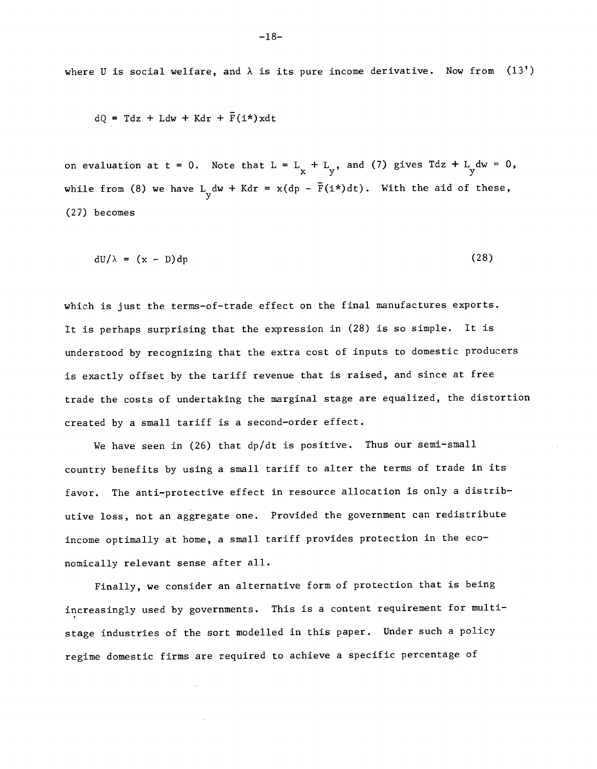where U is social welfare, and $\lambda$ is its pure income derivative. Now from (13')

$$dQ = Tdz + Ldw + Kdr + \bar{F}(i^*)xdt$$

on evaluation at $t = 0$. Note that $L = L_x + L_y$, and (7) gives $Tdz + L_y dw = 0$, while from (8) we have $L_y dw + Kdr = x(dp - \bar{F}(i^*)dt)$. With the aid of these, (27) becomes

$$dU/\lambda = (x - D)dp \tag{28}$$

which is just the terms-of-trade effect on the final manufactures exports. It is perhaps surprising that the expression in (28) is so simple. It is understood by recognizing that the extra cost of inputs to domestic producers is exactly offset by the tariff revenue that is raised, and since at free trade the costs of undertaking the marginal stage are equalized, the distortion created by a small tariff is a second-order effect.

We have seen in (26) that $dp/dt$ is positive. Thus our semi-small country benefits by using a small tariff to alter the terms of trade in its favor. The anti-protective effect in resource allocation is only a distributive loss, not an aggregate one. Provided the government can redistribute income optimally at home, a small tariff provides protection in the economically relevant sense after all.

Finally, we consider an alternative form of protection that is being increasingly used by governments. This is a content requirement for multi-stage industries of the sort modelled in this paper. Under such a policy regime domestic firms are required to achieve a specific percentage of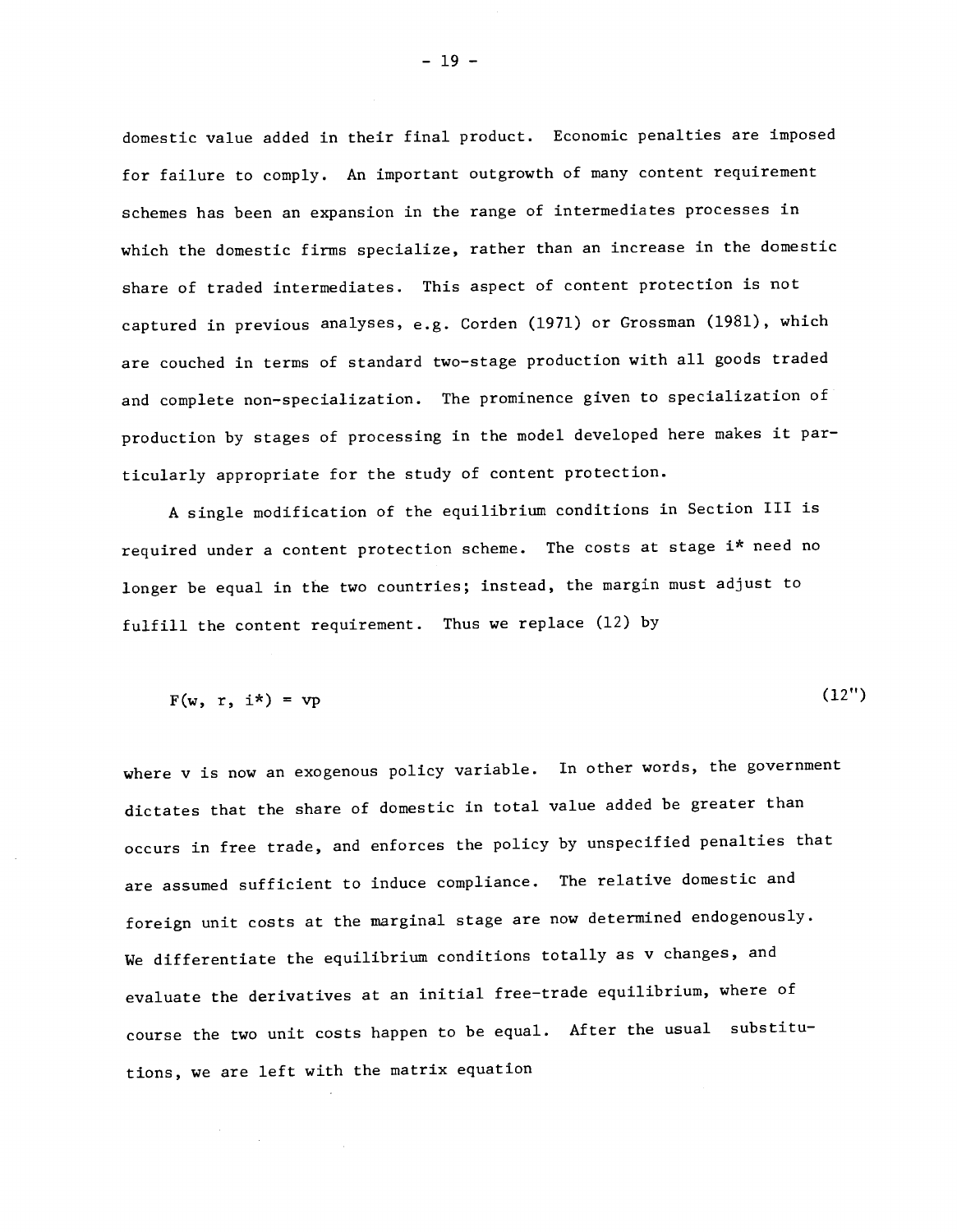domestic value added in their final product. Economic penalties are imposed for failure to comply. An important outgrowth of many content requirement schemes has been an expansion in the range of intermediates processes in which the domestic firms specialize, rather than an increase in the domestic share of traded intermediates. This aspect of content protection is not captured in previous analyses, e.g. Corden (1971) or Grossman (1981), which are couched in terms of standard two-stage production with all goods traded and complete non-specialization. The prominence given to specialization of production by stages of processing in the model developed here makes it particularly appropriate for the study of content protection.

A single modification of the equilibrium conditions in Section III is required under a content protection scheme. The costs at stage $i^*$ need no longer be equal in the two countries; instead, the margin must adjust to fulfill the content requirement. Thus we replace (12) by

$$F(w, r, i^*) = vp \tag{12''}$$

where $v$ is now an exogenous policy variable. In other words, the government dictates that the share of domestic in total value added be greater than occurs in free trade, and enforces the policy by unspecified penalties that are assumed sufficient to induce compliance. The relative domestic and foreign unit costs at the marginal stage are now determined endogenously. We differentiate the equilibrium conditions totally as $v$ changes, and evaluate the derivatives at an initial free-trade equilibrium, where of course the two unit costs happen to be equal. After the usual substitutions, we are left with the matrix equation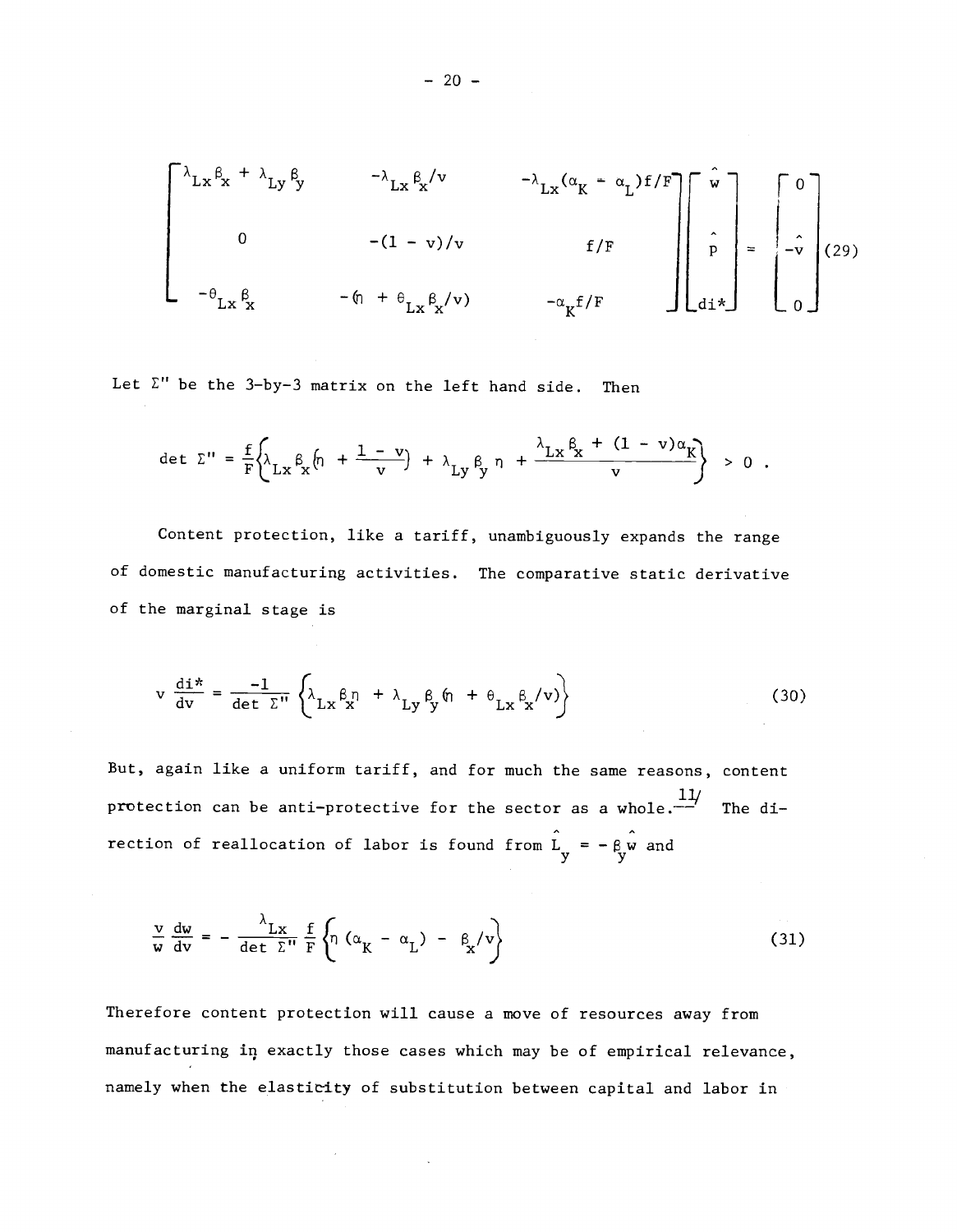$$
\begin{bmatrix}
\lambda_{Lx}\beta_x + \lambda_{Ly}\beta_y & -\lambda_{Lx}\beta_x/v & -\lambda_{Lx}(\alpha_K - \alpha_L)f/F \\
0 & -(1 - v)/v & f/F \\
-\theta_{Lx}\beta_x & -(\eta + \theta_{Lx}\beta_x/v) & -\alpha_K f/F
\end{bmatrix}
\begin{bmatrix}
\hat{w} \\
\hat{p} \\
di^*
\end{bmatrix}
=
\begin{bmatrix}
0 \\
-\hat{v} \\
0
\end{bmatrix}
\tag{29}
$$

Let $\Sigma''$ be the 3-by-3 matrix on the left hand side. Then

$$
\det \Sigma'' = \frac{f}{F}\left\{\lambda_{Lx}\beta_x\left(\eta + \frac{1-v}{v}\right) + \lambda_{Ly}\beta_y\eta + \frac{\lambda_{Lx}\beta_x + (1-v)\alpha_K}{v}\right\} > 0 .
$$

Content protection, like a tariff, unambiguously expands the range of domestic manufacturing activities. The comparative static derivative of the marginal stage is

$$
v\frac{di^*}{dv} = \frac{-1}{\det \Sigma''}\left\{\lambda_{Lx}\beta_x\eta + \lambda_{Ly}\beta_y\left(\eta + \theta_{Lx}\beta_x/v\right)\right\}
\tag{30}
$$

But, again like a uniform tariff, and for much the same reasons, content protection can be anti-protective for the sector as a whole.[11] The direction of reallocation of labor is found from $\hat{L}_y = -\beta_y\hat{w}$ and

$$
\frac{v}{w}\frac{dw}{dv} = -\frac{\lambda_{Lx}}{\det \Sigma''}\frac{f}{F}\left\{\eta\left(\alpha_K - \alpha_L\right) - \beta_x/v\right\}
\tag{31}
$$

Therefore content protection will cause a move of resources away from manufacturing in exactly those cases which may be of empirical relevance, namely when the elasticity of substitution between capital and labor in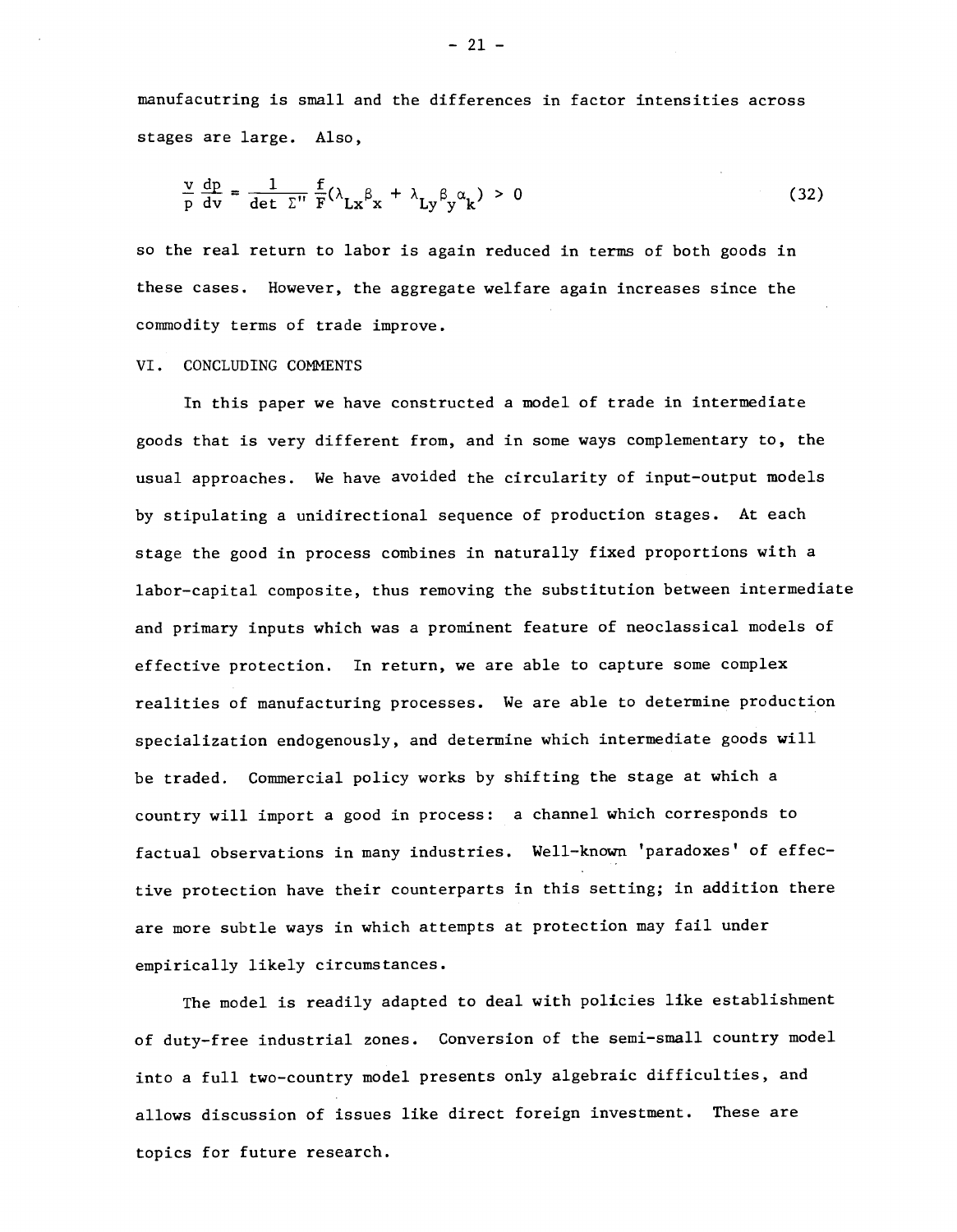manufacutring is small and the differences in factor intensities across stages are large. Also,

$$\frac{v}{p}\frac{dp}{dv} = \frac{1}{\det \Sigma''}\frac{f}{F}(\lambda_{Lx}\beta_x + \lambda_{Ly}\beta_y\alpha_k) > 0 \tag{32}$$

so the real return to labor is again reduced in terms of both goods in these cases. However, the aggregate welfare again increases since the commodity terms of trade improve.

## VI. CONCLUDING COMMENTS

In this paper we have constructed a model of trade in intermediate goods that is very different from, and in some ways complementary to, the usual approaches. We have avoided the circularity of input-output models by stipulating a unidirectional sequence of production stages. At each stage the good in process combines in naturally fixed proportions with a labor-capital composite, thus removing the substitution between intermediate and primary inputs which was a prominent feature of neoclassical models of effective protection. In return, we are able to capture some complex realities of manufacturing processes. We are able to determine production specialization endogenously, and determine which intermediate goods will be traded. Commercial policy works by shifting the stage at which a country will import a good in process: a channel which corresponds to factual observations in many industries. Well-known 'paradoxes' of effective protection have their counterparts in this setting; in addition there are more subtle ways in which attempts at protection may fail under empirically likely circumstances.

The model is readily adapted to deal with policies like establishment of duty-free industrial zones. Conversion of the semi-small country model into a full two-country model presents only algebraic difficulties, and allows discussion of issues like direct foreign investment. These are topics for future research.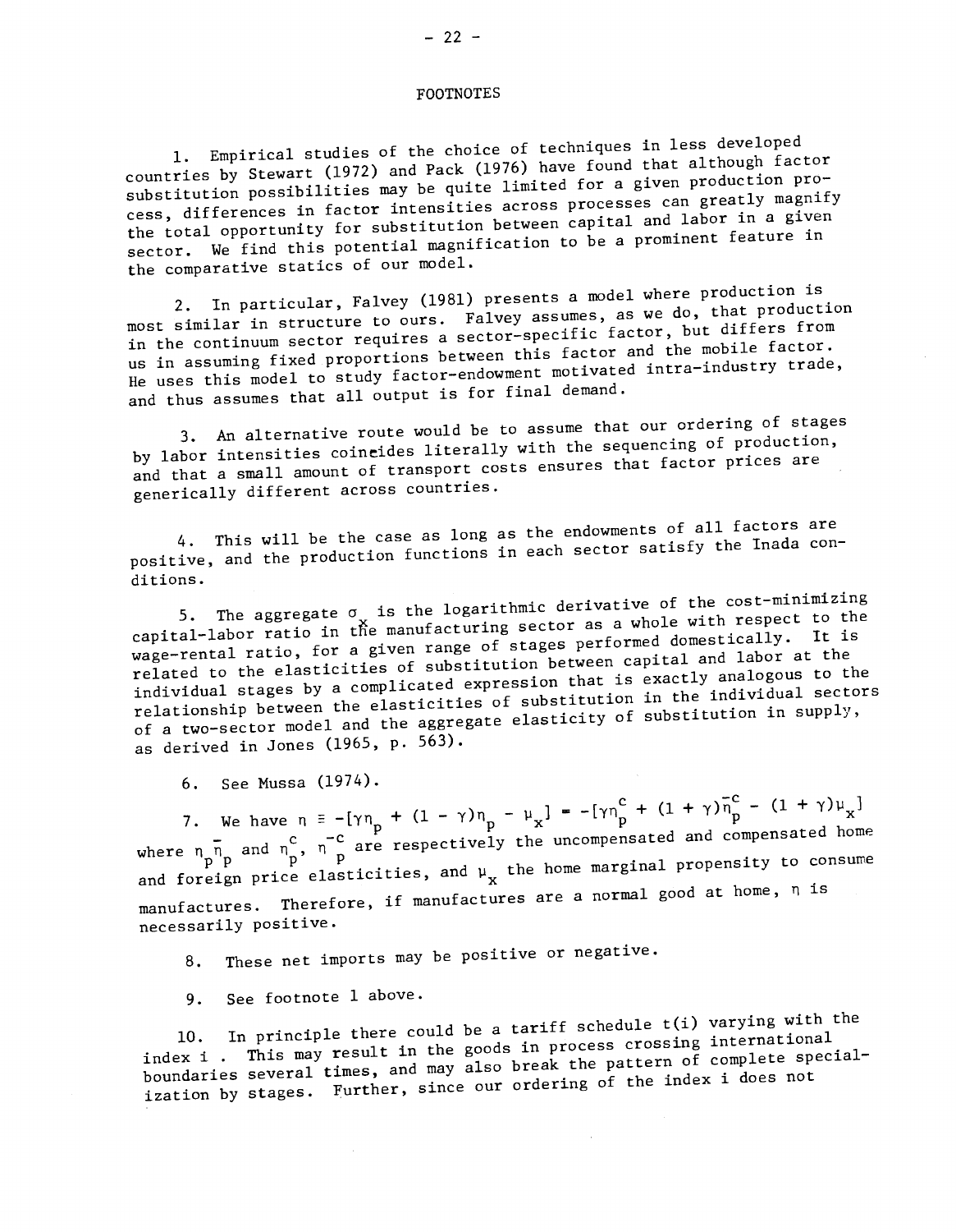# FOOTNOTES

1. Empirical studies of the choice of techniques in less developed countries by Stewart (1972) and Pack (1976) have found that although factor substitution possibilities may be quite limited for a given production process, differences in factor intensities across processes can greatly magnify the total opportunity for substitution between capital and labor in a given sector. We find this potential magnification to be a prominent feature in the comparative statics of our model.

2. In particular, Falvey (1981) presents a model where production is most similar in structure to ours. Falvey assumes, as we do, that production in the continuum sector requires a sector-specific factor, but differs from us in assuming fixed proportions between this factor and the mobile factor. He uses this model to study factor-endowment motivated intra-industry trade, and thus assumes that all output is for final demand.

3. An alternative route would be to assume that our ordering of stages by labor intensities coincides literally with the sequencing of production, and that a small amount of transport costs ensures that factor prices are generically different across countries.

4. This will be the case as long as the endowments of all factors are positive, and the production functions in each sector satisfy the Inada conditions.

5. The aggregate $\sigma_x$ is the logarithmic derivative of the cost-minimizing capital-labor ratio in the manufacturing sector as a whole with respect to the wage-rental ratio, for a given range of stages performed domestically. It is related to the elasticities of substitution between capital and labor at the individual stages by a complicated expression that is exactly analogous to the relationship between the elasticities of substitution in the individual sectors of a two-sector model and the aggregate elasticity of substitution in supply, as derived in Jones (1965, p. 563).

6. See Mussa (1974).

7. We have $\eta \equiv -[\gamma\eta_p + (1 - \gamma)\eta_p - \mu_x] = -[\gamma\eta_p^c + (1 + \gamma)\bar{\eta}_p^c - (1 + \gamma)\mu_x]$ where $\eta_p\bar{\eta}_p$ and $\eta_p^c$, $\bar{\eta}_p^c$ are respectively the uncompensated and compensated home and foreign price elasticities, and $\mu_x$ the home marginal propensity to consume manufactures. Therefore, if manufactures are a normal good at home, $\eta$ is necessarily positive.

8. These net imports may be positive or negative.

9. See footnote 1 above.

10. In principle there could be a tariff schedule $t(i)$ varying with the index $i$ . This may result in the goods in process crossing international boundaries several times, and may also break the pattern of complete specialization by stages. Further, since our ordering of the index i does not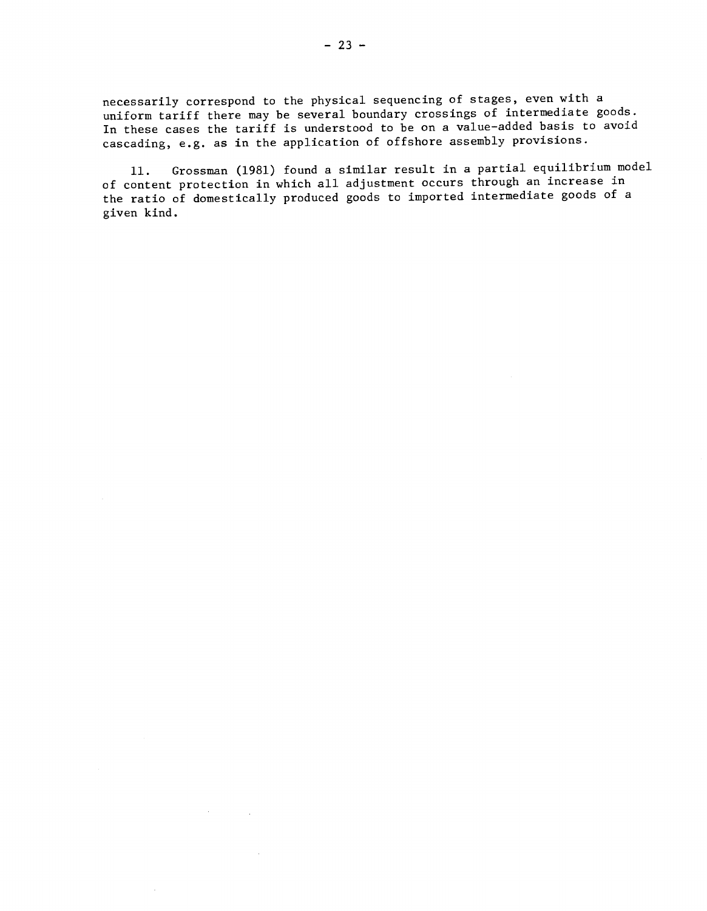necessarily correspond to the physical sequencing of stages, even with a uniform tariff there may be several boundary crossings of intermediate goods. In these cases the tariff is understood to be on a value-added basis to avoid cascading, e.g. as in the application of offshore assembly provisions.

11. Grossman (1981) found a similar result in a partial equilibrium model of content protection in which all adjustment occurs through an increase in the ratio of domestically produced goods to imported intermediate goods of a given kind.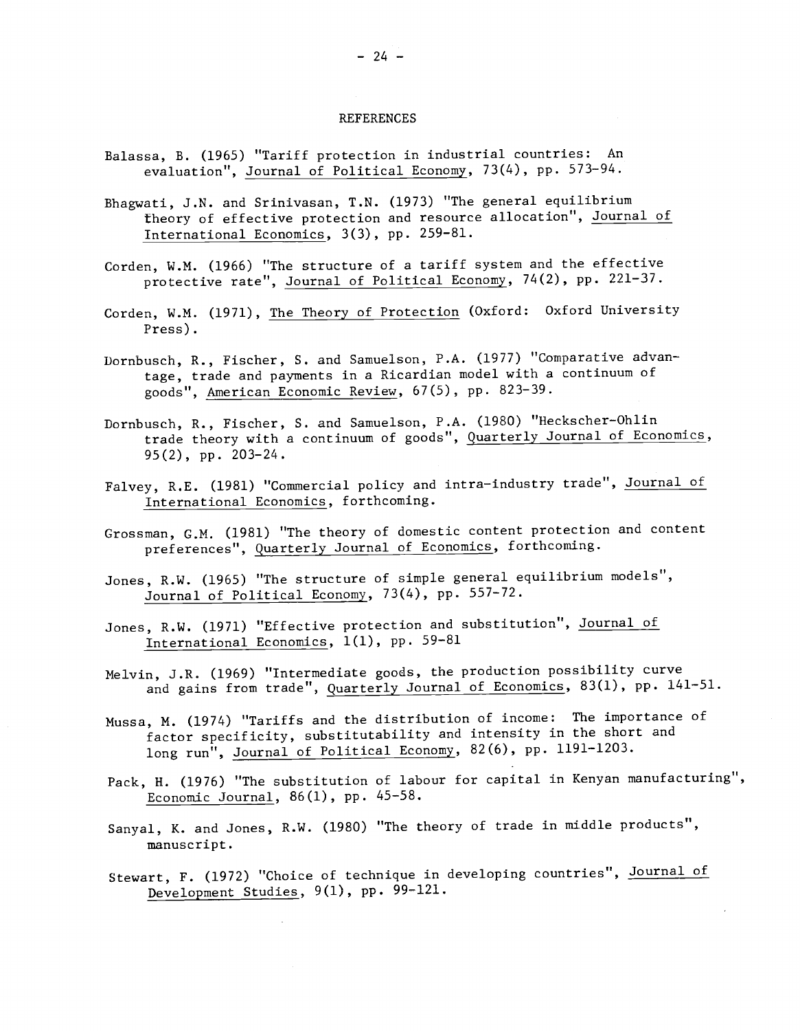## REFERENCES

Balassa, B. (1965) "Tariff protection in industrial countries: An evaluation", Journal of Political Economy, 73(4), pp. 573-94.

Bhagwati, J.N. and Srinivasan, T.N. (1973) "The general equilibrium theory of effective protection and resource allocation", Journal of International Economics, 3(3), pp. 259-81.

Corden, W.M. (1966) "The structure of a tariff system and the effective protective rate", Journal of Political Economy, 74(2), pp. 221-37.

Corden, W.M. (1971), The Theory of Protection (Oxford: Oxford University Press).

Dornbusch, R., Fischer, S. and Samuelson, P.A. (1977) "Comparative advantage, trade and payments in a Ricardian model with a continuum of goods", American Economic Review, 67(5), pp. 823-39.

Dornbusch, R., Fischer, S. and Samuelson, P.A. (1980) "Heckscher-Ohlin trade theory with a continuum of goods", Quarterly Journal of Economics, 95(2), pp. 203-24.

Falvey, R.E. (1981) "Commercial policy and intra-industry trade", Journal of International Economics, forthcoming.

Grossman, G.M. (1981) "The theory of domestic content protection and content preferences", Quarterly Journal of Economics, forthcoming.

Jones, R.W. (1965) "The structure of simple general equilibrium models", Journal of Political Economy, 73(4), pp. 557-72.

Jones, R.W. (1971) "Effective protection and substitution", Journal of International Economics, 1(1), pp. 59-81

Melvin, J.R. (1969) "Intermediate goods, the production possibility curve and gains from trade", Quarterly Journal of Economics, 83(1), pp. 141-51.

Mussa, M. (1974) "Tariffs and the distribution of income: The importance of factor specificity, substitutability and intensity in the short and long run", Journal of Political Economy, 82(6), pp. 1191-1203.

Pack, H. (1976) "The substitution of labour for capital in Kenyan manufacturing", Economic Journal, 86(1), pp. 45-58.

Sanyal, K. and Jones, R.W. (1980) "The theory of trade in middle products", manuscript.

Stewart, F. (1972) "Choice of technique in developing countries", Journal of Development Studies, 9(1), pp. 99-121.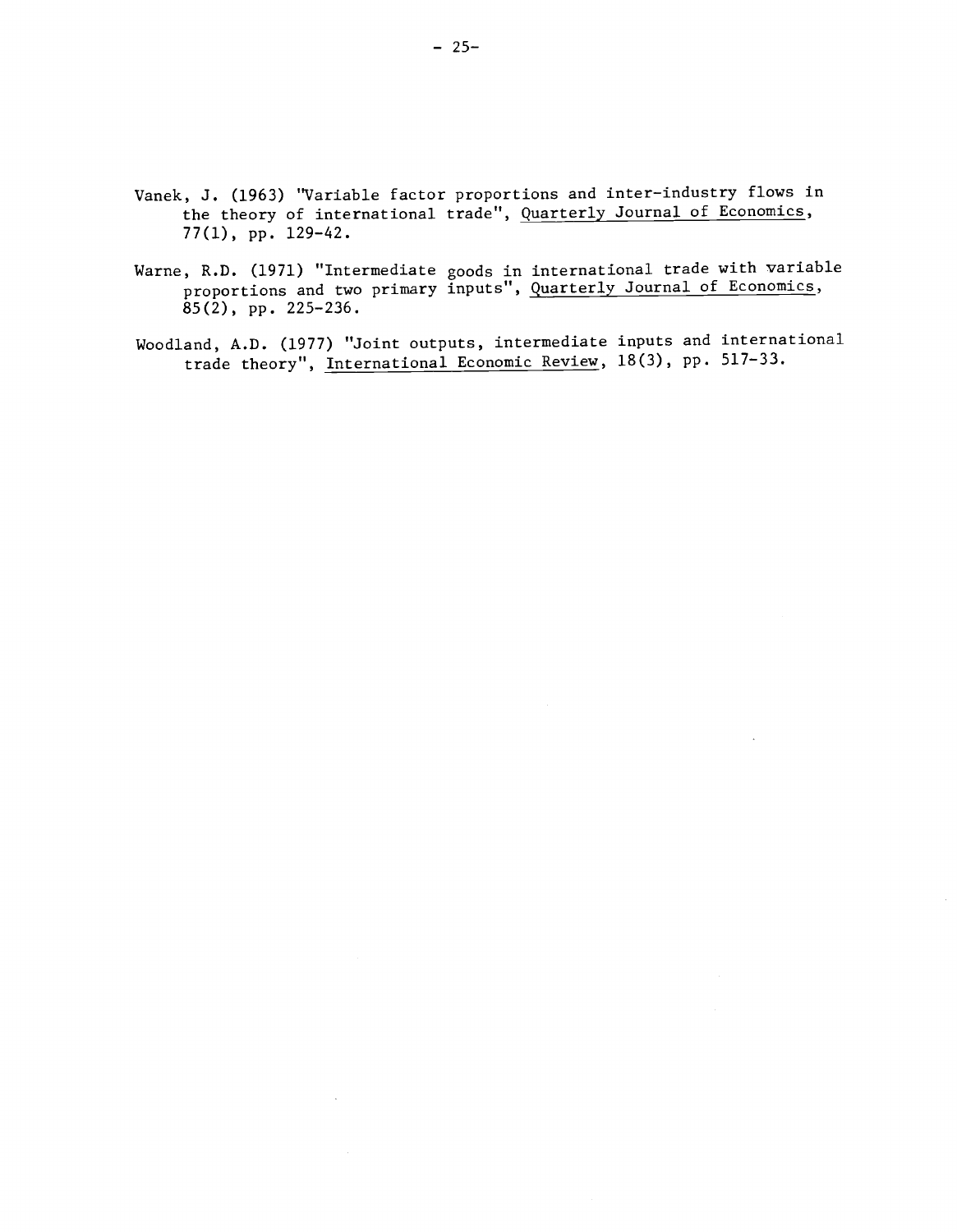Vanek, J. (1963) "Variable factor proportions and inter-industry flows in the theory of international trade", Quarterly Journal of Economics, 77(1), pp. 129-42.

Warne, R.D. (1971) "Intermediate goods in international trade with variable proportions and two primary inputs", Quarterly Journal of Economics, 85(2), pp. 225-236.

Woodland, A.D. (1977) "Joint outputs, intermediate inputs and international trade theory", International Economic Review, 18(3), pp. 517-33.